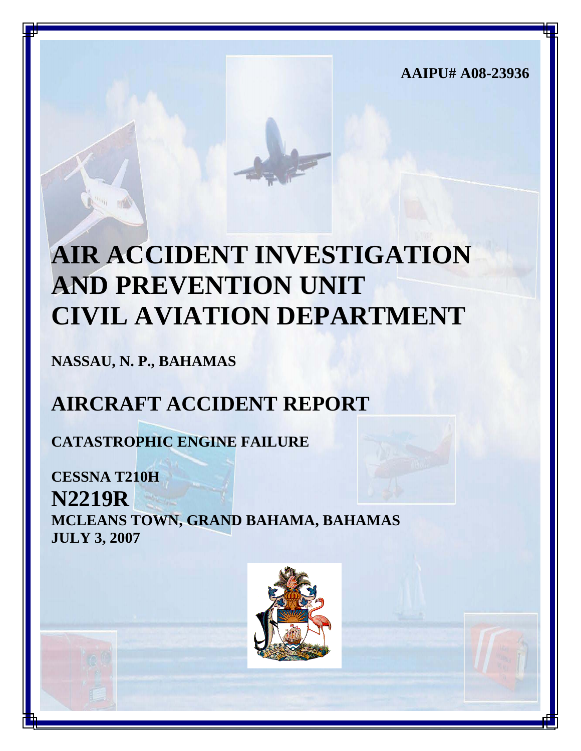**AAIPU# A08-23936**

# AIR ACCIDENT INVESTIGATION AND PREVENTION UNIT CIVIL AVIATION DEPARTMENT

**NASSAU, N. P., BAHAMAS**

# AIRCRAFT ACCIDENT REPORT

**CATASTROPHIC ENGINE FAILURE**

**CESSNA T210H**

## N2219R

**MCLEANS TOWN, GRAND BAHAMA, BAHAMAS**
**JULY 3, 2007**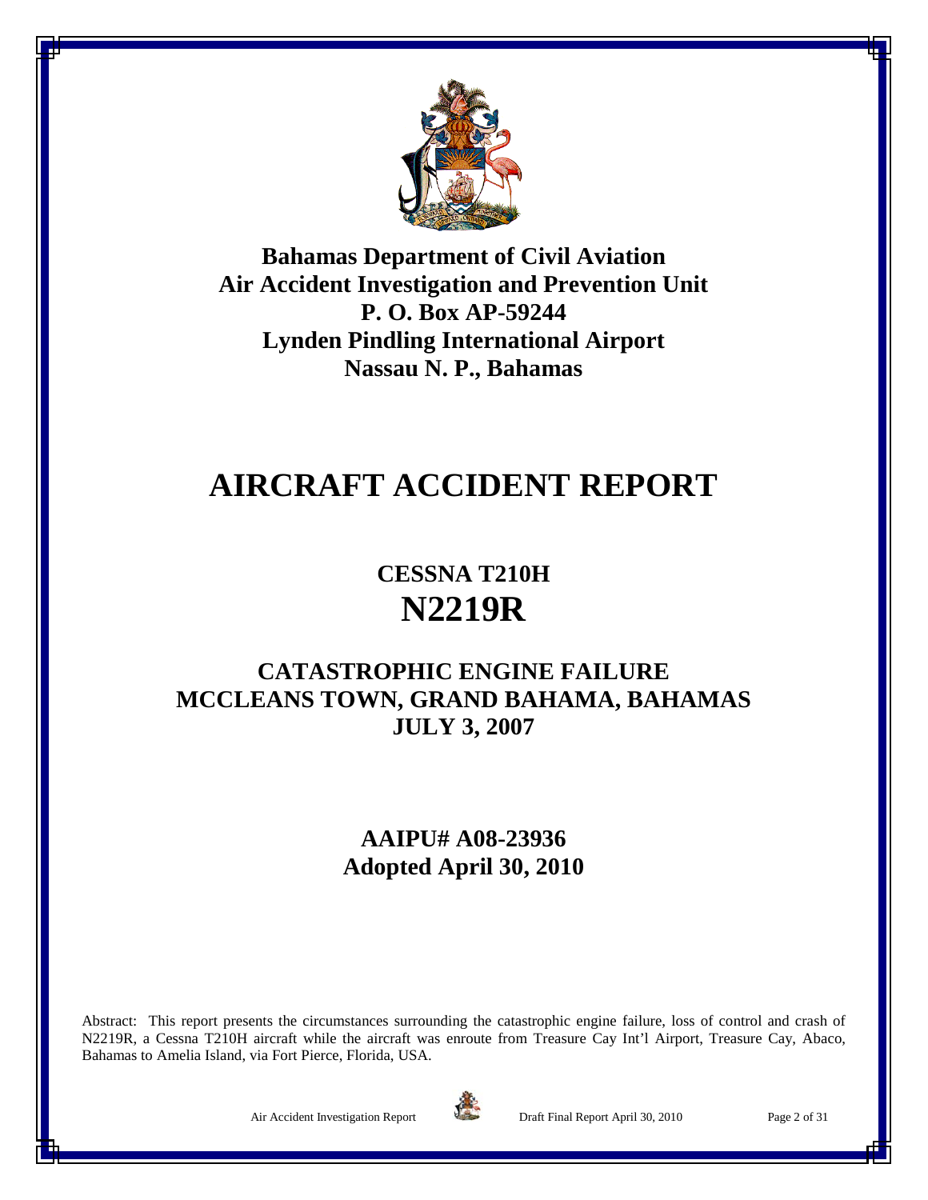**Bahamas Department of Civil Aviation**
**Air Accident Investigation and Prevention Unit**
**P. O. Box AP-59244**
**Lynden Pindling International Airport**
**Nassau N. P., Bahamas**

# AIRCRAFT ACCIDENT REPORT

## CESSNA T210H
## N2219R

## CATASTROPHIC ENGINE FAILURE
## MCCLEANS TOWN, GRAND BAHAMA, BAHAMAS
## JULY 3, 2007

## AAIPU# A08-23936
## Adopted April 30, 2010

Abstract: This report presents the circumstances surrounding the catastrophic engine failure, loss of control and crash of N2219R, a Cessna T210H aircraft while the aircraft was enroute from Treasure Cay Int'l Airport, Treasure Cay, Abaco, Bahamas to Amelia Island, via Fort Pierce, Florida, USA.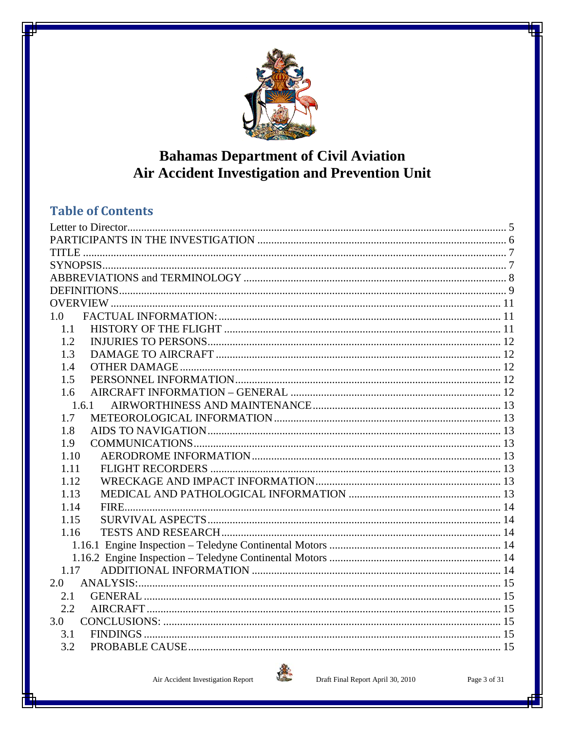# Bahamas Department of Civil Aviation
# Air Accident Investigation and Prevention Unit

## Table of Contents

Letter to Director ........................................................................ 5
PARTICIPANTS IN THE INVESTIGATION ........................................ 6
TITLE ........................................................................................ 7
SYNOPSIS .................................................................................. 7
ABBREVIATIONS and TERMINOLOGY ............................................ 8
DEFINITIONS .............................................................................. 9
OVERVIEW ................................................................................ 11
1.0 FACTUAL INFORMATION: ...................................................... 11
- 1.1 HISTORY OF THE FLIGHT ................................................... 11
- 1.2 INJURIES TO PERSONS ....................................................... 12
- 1.3 DAMAGE TO AIRCRAFT ...................................................... 12
- 1.4 OTHER DAMAGE ................................................................ 12
- 1.5 PERSONNEL INFORMATION ................................................ 12
- 1.6 AIRCRAFT INFORMATION – GENERAL ................................. 12
  - 1.6.1 AIRWORTHINESS AND MAINTENANCE ............................ 13
- 1.7 METEOROLOGICAL INFORMATION ....................................... 13
- 1.8 AIDS TO NAVIGATION ........................................................ 13
- 1.9 COMMUNICATIONS ............................................................ 13
- 1.10 AERODROME INFORMATION .............................................. 13
- 1.11 FLIGHT RECORDERS ......................................................... 13
- 1.12 WRECKAGE AND IMPACT INFORMATION .............................. 13
- 1.13 MEDICAL AND PATHOLOGICAL INFORMATION ..................... 13
- 1.14 FIRE ................................................................................ 14
- 1.15 SURVIVAL ASPECTS .......................................................... 14
- 1.16 TESTS AND RESEARCH ...................................................... 14
  - 1.16.1 Engine Inspection – Teledyne Continental Motors ............. 14
  - 1.16.2 Engine Inspection – Teledyne Continental Motors ............. 14
- 1.17 ADDITIONAL INFORMATION ............................................... 14

2.0 ANALYSIS: ........................................................................... 15
- 2.1 GENERAL .......................................................................... 15
- 2.2 AIRCRAFT .......................................................................... 15

3.0 CONCLUSIONS: ..................................................................... 15
- 3.1 FINDINGS .......................................................................... 15
- 3.2 PROBABLE CAUSE .............................................................. 15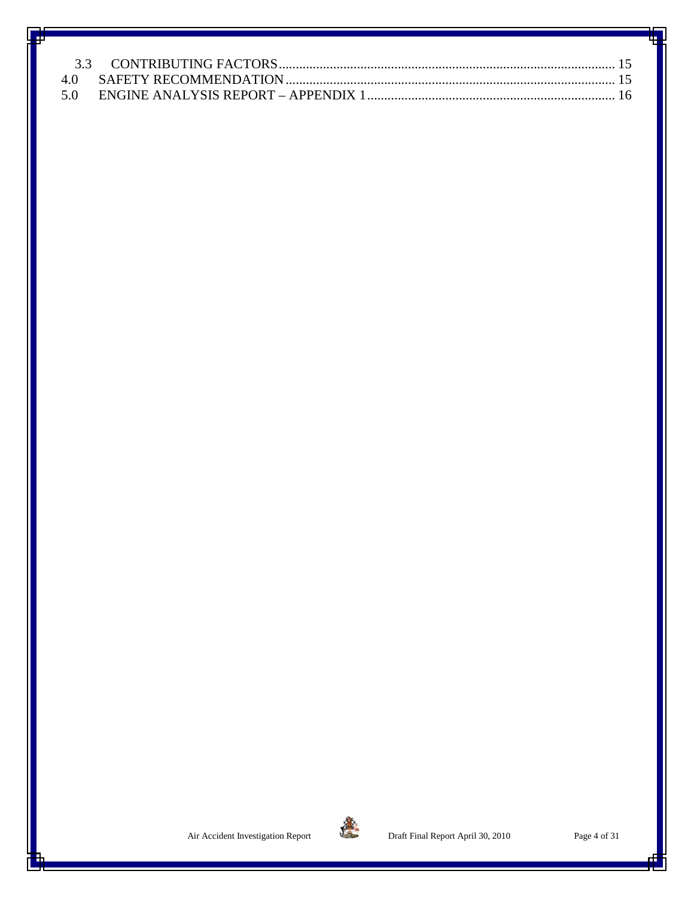3.3 CONTRIBUTING FACTORS ........ 15
4.0 SAFETY RECOMMENDATION ........ 15
5.0 ENGINE ANALYSIS REPORT – APPENDIX 1 ........ 16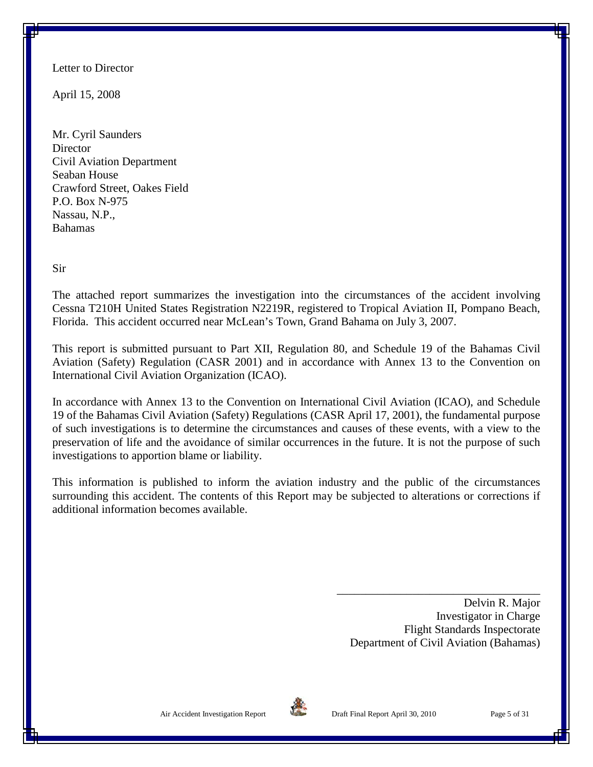Letter to Director

April 15, 2008

Mr. Cyril Saunders
Director
Civil Aviation Department
Seaban House
Crawford Street, Oakes Field
P.O. Box N-975
Nassau, N.P.,
Bahamas

Sir

The attached report summarizes the investigation into the circumstances of the accident involving Cessna T210H United States Registration N2219R, registered to Tropical Aviation II, Pompano Beach, Florida. This accident occurred near McLean's Town, Grand Bahama on July 3, 2007.

This report is submitted pursuant to Part XII, Regulation 80, and Schedule 19 of the Bahamas Civil Aviation (Safety) Regulation (CASR 2001) and in accordance with Annex 13 to the Convention on International Civil Aviation Organization (ICAO).

In accordance with Annex 13 to the Convention on International Civil Aviation (ICAO), and Schedule 19 of the Bahamas Civil Aviation (Safety) Regulations (CASR April 17, 2001), the fundamental purpose of such investigations is to determine the circumstances and causes of these events, with a view to the preservation of life and the avoidance of similar occurrences in the future. It is not the purpose of such investigations to apportion blame or liability.

This information is published to inform the aviation industry and the public of the circumstances surrounding this accident. The contents of this Report may be subjected to alterations or corrections if additional information becomes available.

Delvin R. Major
Investigator in Charge
Flight Standards Inspectorate
Department of Civil Aviation (Bahamas)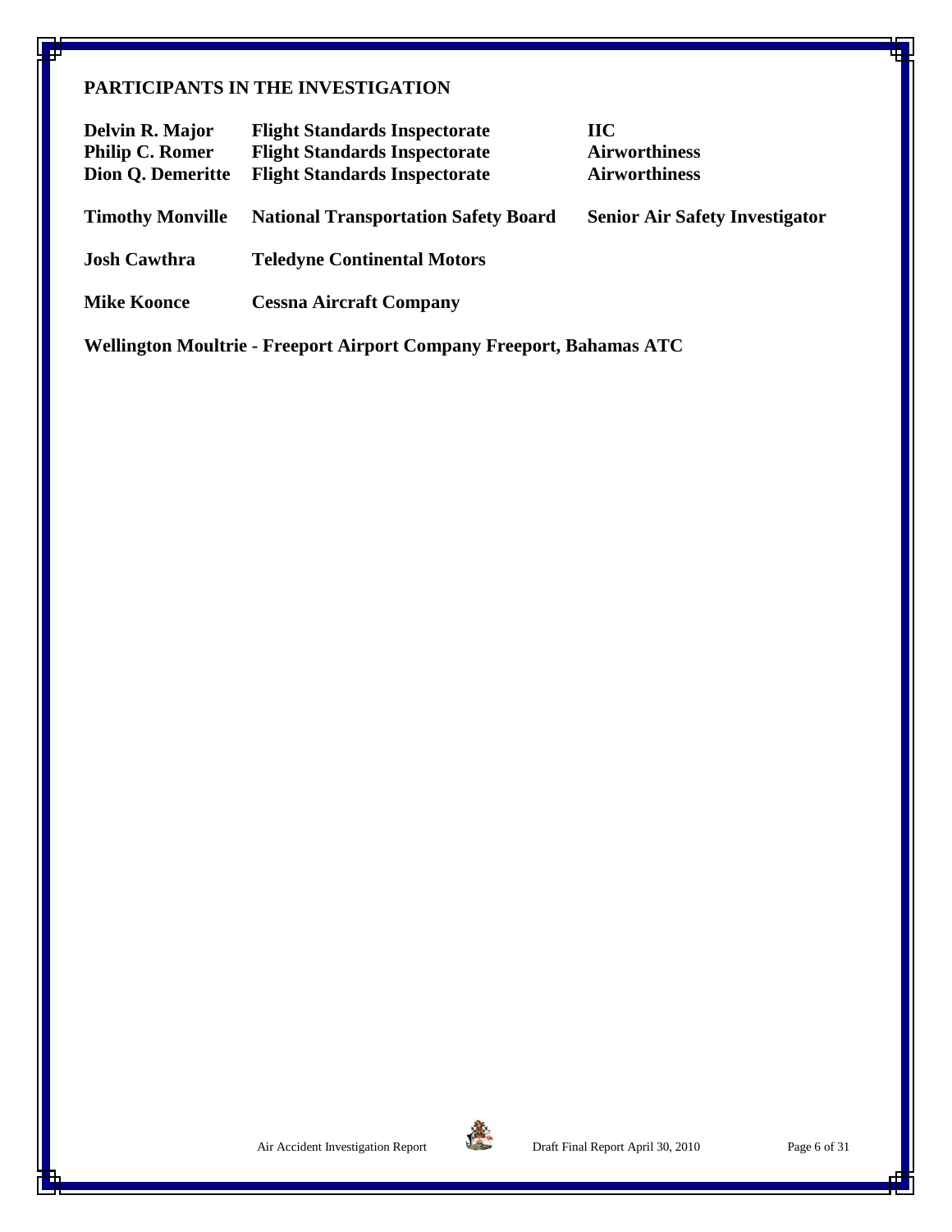## PARTICIPANTS IN THE INVESTIGATION

| | | |
|---|---|---|
| **Delvin R. Major** | **Flight Standards Inspectorate** | **IIC** |
| **Philip C. Romer** | **Flight Standards Inspectorate** | **Airworthiness** |
| **Dion Q. Demeritte** | **Flight Standards Inspectorate** | **Airworthiness** |
| **Timothy Monville** | **National Transportation Safety Board** | **Senior Air Safety Investigator** |
| **Josh Cawthra** | **Teledyne Continental Motors** | |
| **Mike Koonce** | **Cessna Aircraft Company** | |

**Wellington Moultrie - Freeport Airport Company Freeport, Bahamas ATC**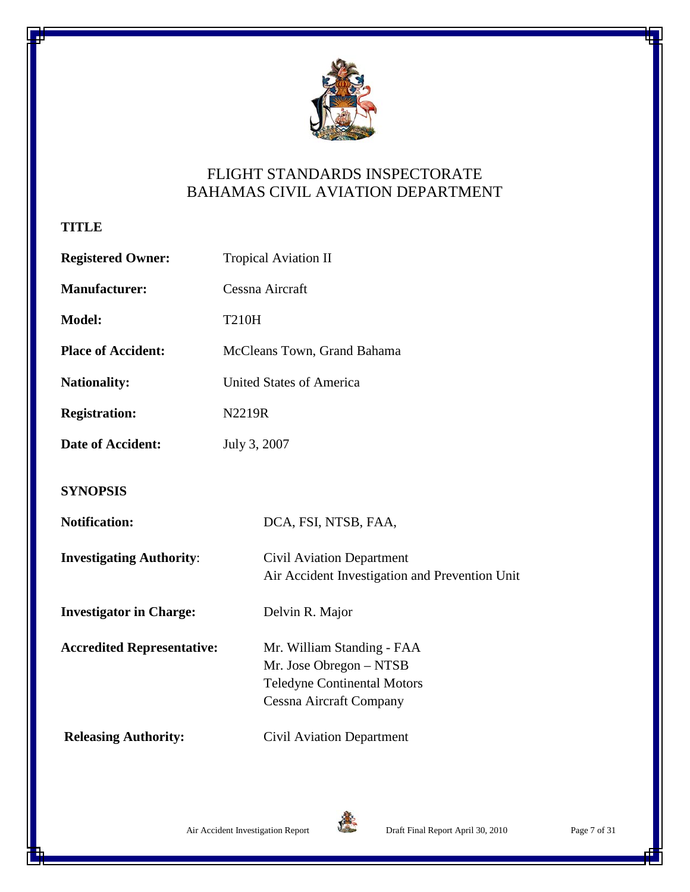FLIGHT STANDARDS INSPECTORATE
BAHAMAS CIVIL AVIATION DEPARTMENT

## TITLE

**Registered Owner:** Tropical Aviation II

**Manufacturer:** Cessna Aircraft

**Model:** T210H

**Place of Accident:** McCleans Town, Grand Bahama

**Nationality:** United States of America

**Registration:** N2219R

**Date of Accident:** July 3, 2007

## SYNOPSIS

**Notification:** DCA, FSI, NTSB, FAA,

**Investigating Authority**: Civil Aviation Department
Air Accident Investigation and Prevention Unit

**Investigator in Charge:** Delvin R. Major

**Accredited Representative:** Mr. William Standing - FAA
Mr. Jose Obregon – NTSB
Teledyne Continental Motors
Cessna Aircraft Company

**Releasing Authority:** Civil Aviation Department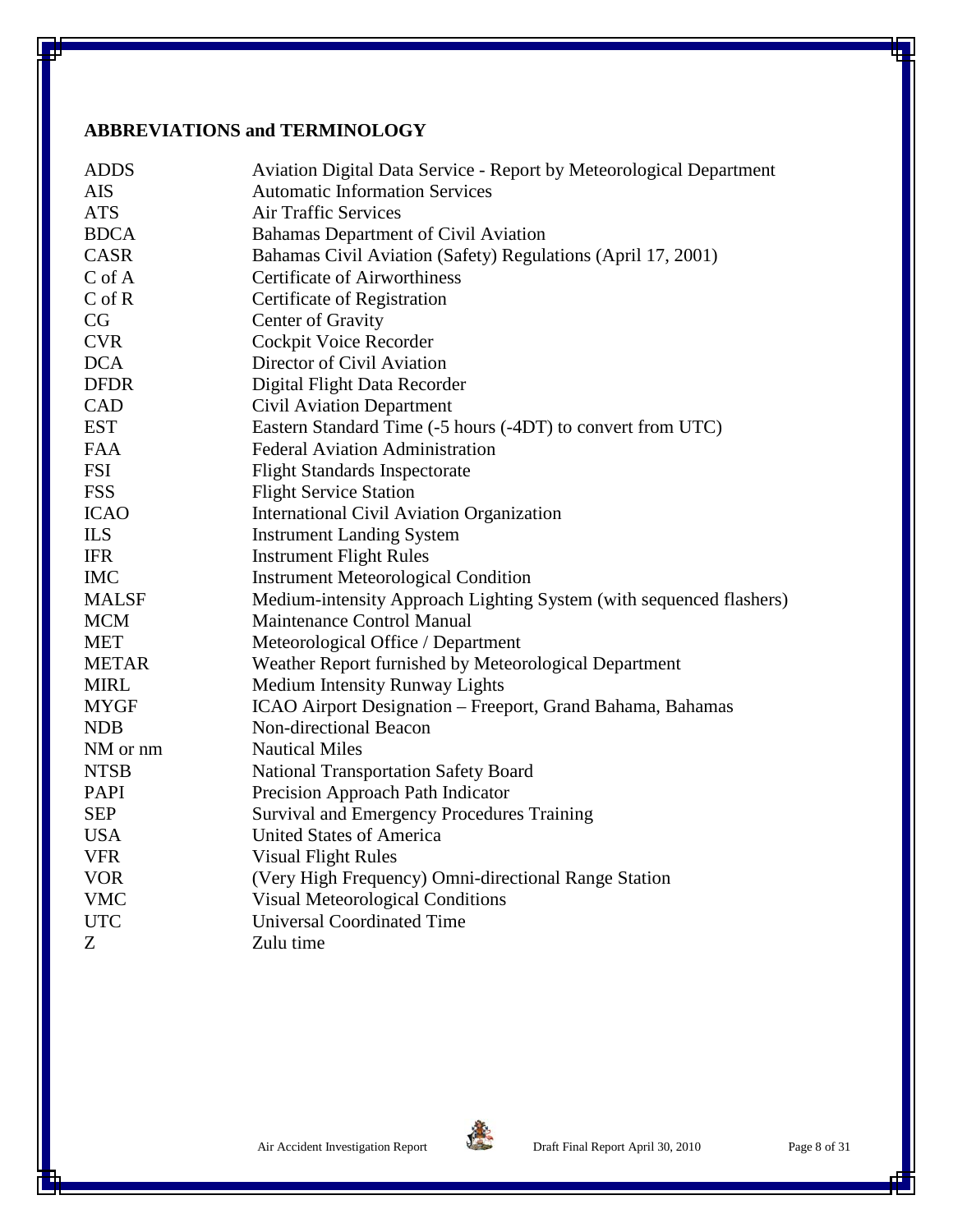## ABBREVIATIONS and TERMINOLOGY

| | |
|---|---|
| ADDS | Aviation Digital Data Service - Report by Meteorological Department |
| AIS | Automatic Information Services |
| ATS | Air Traffic Services |
| BDCA | Bahamas Department of Civil Aviation |
| CASR | Bahamas Civil Aviation (Safety) Regulations (April 17, 2001) |
| C of A | Certificate of Airworthiness |
| C of R | Certificate of Registration |
| CG | Center of Gravity |
| CVR | Cockpit Voice Recorder |
| DCA | Director of Civil Aviation |
| DFDR | Digital Flight Data Recorder |
| CAD | Civil Aviation Department |
| EST | Eastern Standard Time (-5 hours (-4DT) to convert from UTC) |
| FAA | Federal Aviation Administration |
| FSI | Flight Standards Inspectorate |
| FSS | Flight Service Station |
| ICAO | International Civil Aviation Organization |
| ILS | Instrument Landing System |
| IFR | Instrument Flight Rules |
| IMC | Instrument Meteorological Condition |
| MALSF | Medium-intensity Approach Lighting System (with sequenced flashers) |
| MCM | Maintenance Control Manual |
| MET | Meteorological Office / Department |
| METAR | Weather Report furnished by Meteorological Department |
| MIRL | Medium Intensity Runway Lights |
| MYGF | ICAO Airport Designation – Freeport, Grand Bahama, Bahamas |
| NDB | Non-directional Beacon |
| NM or nm | Nautical Miles |
| NTSB | National Transportation Safety Board |
| PAPI | Precision Approach Path Indicator |
| SEP | Survival and Emergency Procedures Training |
| USA | United States of America |
| VFR | Visual Flight Rules |
| VOR | (Very High Frequency) Omni-directional Range Station |
| VMC | Visual Meteorological Conditions |
| UTC | Universal Coordinated Time |
| Z | Zulu time |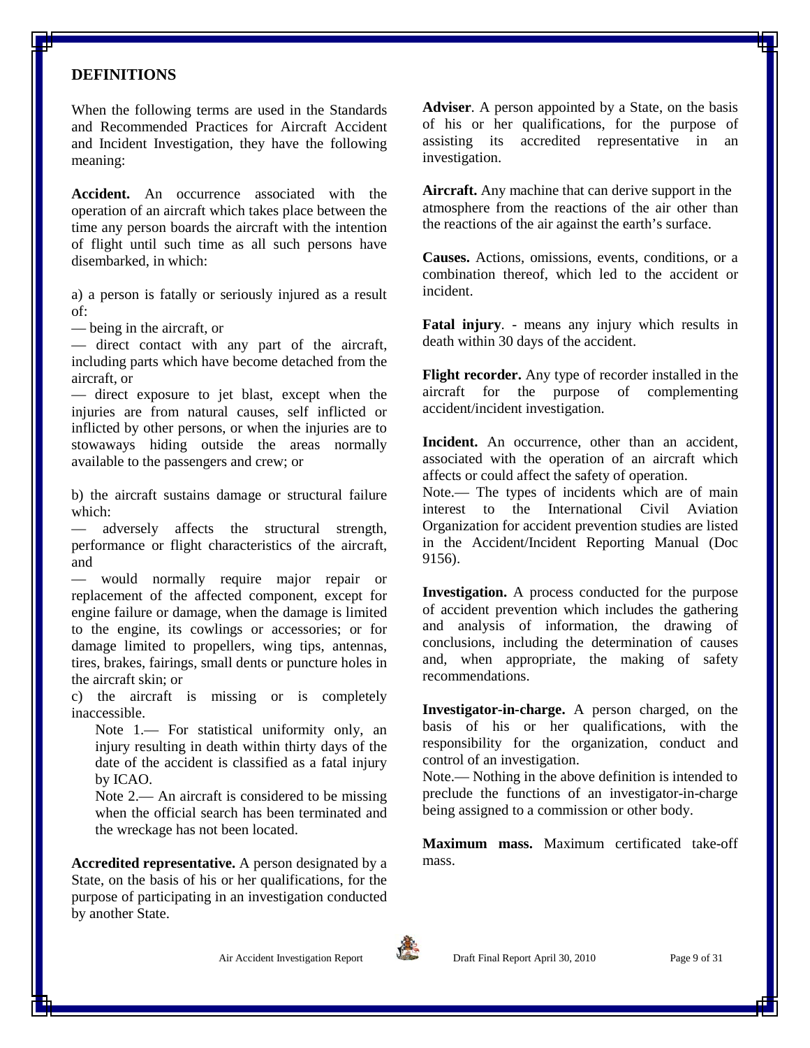## DEFINITIONS

When the following terms are used in the Standards and Recommended Practices for Aircraft Accident and Incident Investigation, they have the following meaning:

**Accident.** An occurrence associated with the operation of an aircraft which takes place between the time any person boards the aircraft with the intention of flight until such time as all such persons have disembarked, in which:

a) a person is fatally or seriously injured as a result of:

— being in the aircraft, or

— direct contact with any part of the aircraft, including parts which have become detached from the aircraft, or

— direct exposure to jet blast, except when the injuries are from natural causes, self inflicted or inflicted by other persons, or when the injuries are to stowaways hiding outside the areas normally available to the passengers and crew; or

b) the aircraft sustains damage or structural failure which:

— adversely affects the structural strength, performance or flight characteristics of the aircraft, and

— would normally require major repair or replacement of the affected component, except for engine failure or damage, when the damage is limited to the engine, its cowlings or accessories; or for damage limited to propellers, wing tips, antennas, tires, brakes, fairings, small dents or puncture holes in the aircraft skin; or

c) the aircraft is missing or is completely inaccessible.

Note 1.— For statistical uniformity only, an injury resulting in death within thirty days of the date of the accident is classified as a fatal injury by ICAO.

Note 2.— An aircraft is considered to be missing when the official search has been terminated and the wreckage has not been located.

**Accredited representative.** A person designated by a State, on the basis of his or her qualifications, for the purpose of participating in an investigation conducted by another State.

**Adviser**. A person appointed by a State, on the basis of his or her qualifications, for the purpose of assisting its accredited representative in an investigation.

**Aircraft.** Any machine that can derive support in the atmosphere from the reactions of the air other than the reactions of the air against the earth's surface.

**Causes.** Actions, omissions, events, conditions, or a combination thereof, which led to the accident or incident.

**Fatal injury**. - means any injury which results in death within 30 days of the accident.

**Flight recorder.** Any type of recorder installed in the aircraft for the purpose of complementing accident/incident investigation.

**Incident.** An occurrence, other than an accident, associated with the operation of an aircraft which affects or could affect the safety of operation.

Note.— The types of incidents which are of main interest to the International Civil Aviation Organization for accident prevention studies are listed in the Accident/Incident Reporting Manual (Doc 9156).

**Investigation.** A process conducted for the purpose of accident prevention which includes the gathering and analysis of information, the drawing of conclusions, including the determination of causes and, when appropriate, the making of safety recommendations.

**Investigator-in-charge.** A person charged, on the basis of his or her qualifications, with the responsibility for the organization, conduct and control of an investigation.

Note.— Nothing in the above definition is intended to preclude the functions of an investigator-in-charge being assigned to a commission or other body.

**Maximum mass.** Maximum certificated take-off mass.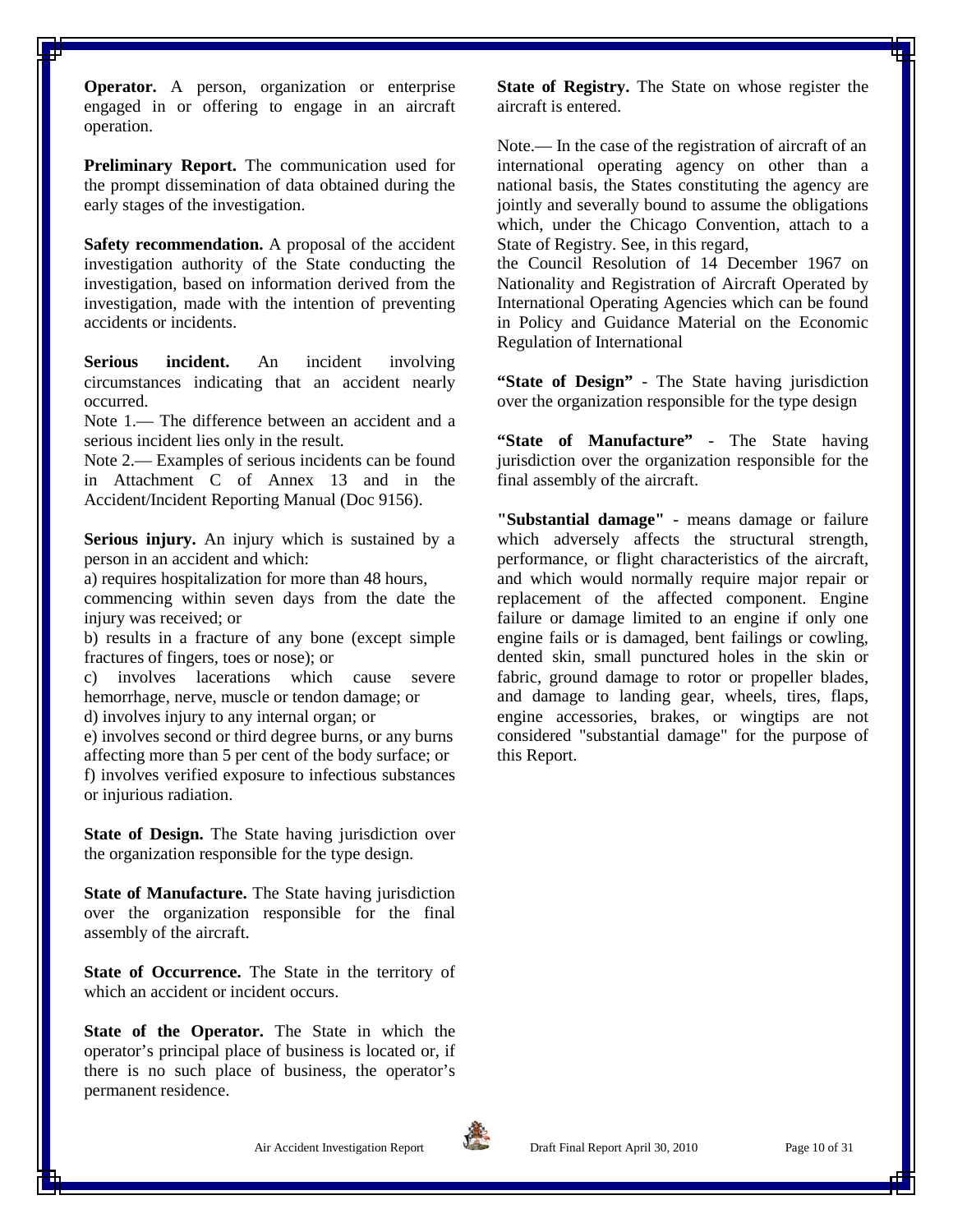**Operator.** A person, organization or enterprise engaged in or offering to engage in an aircraft operation.

**Preliminary Report.** The communication used for the prompt dissemination of data obtained during the early stages of the investigation.

**Safety recommendation.** A proposal of the accident investigation authority of the State conducting the investigation, based on information derived from the investigation, made with the intention of preventing accidents or incidents.

**Serious incident.** An incident involving circumstances indicating that an accident nearly occurred.

Note 1.— The difference between an accident and a serious incident lies only in the result.

Note 2.— Examples of serious incidents can be found in Attachment C of Annex 13 and in the Accident/Incident Reporting Manual (Doc 9156).

**Serious injury.** An injury which is sustained by a person in an accident and which:

a) requires hospitalization for more than 48 hours, commencing within seven days from the date the injury was received; or

b) results in a fracture of any bone (except simple fractures of fingers, toes or nose); or

c) involves lacerations which cause severe hemorrhage, nerve, muscle or tendon damage; or

d) involves injury to any internal organ; or

e) involves second or third degree burns, or any burns affecting more than 5 per cent of the body surface; or

f) involves verified exposure to infectious substances or injurious radiation.

**State of Design.** The State having jurisdiction over the organization responsible for the type design.

**State of Manufacture.** The State having jurisdiction over the organization responsible for the final assembly of the aircraft.

**State of Occurrence.** The State in the territory of which an accident or incident occurs.

**State of the Operator.** The State in which the operator's principal place of business is located or, if there is no such place of business, the operator's permanent residence.

**State of Registry.** The State on whose register the aircraft is entered.

Note.— In the case of the registration of aircraft of an international operating agency on other than a national basis, the States constituting the agency are jointly and severally bound to assume the obligations which, under the Chicago Convention, attach to a State of Registry. See, in this regard,
the Council Resolution of 14 December 1967 on Nationality and Registration of Aircraft Operated by International Operating Agencies which can be found in Policy and Guidance Material on the Economic Regulation of International

**"State of Design"** - The State having jurisdiction over the organization responsible for the type design

**"State of Manufacture"** - The State having jurisdiction over the organization responsible for the final assembly of the aircraft.

**"Substantial damage"** - means damage or failure which adversely affects the structural strength, performance, or flight characteristics of the aircraft, and which would normally require major repair or replacement of the affected component. Engine failure or damage limited to an engine if only one engine fails or is damaged, bent failings or cowling, dented skin, small punctured holes in the skin or fabric, ground damage to rotor or propeller blades, and damage to landing gear, wheels, tires, flaps, engine accessories, brakes, or wingtips are not considered "substantial damage" for the purpose of this Report.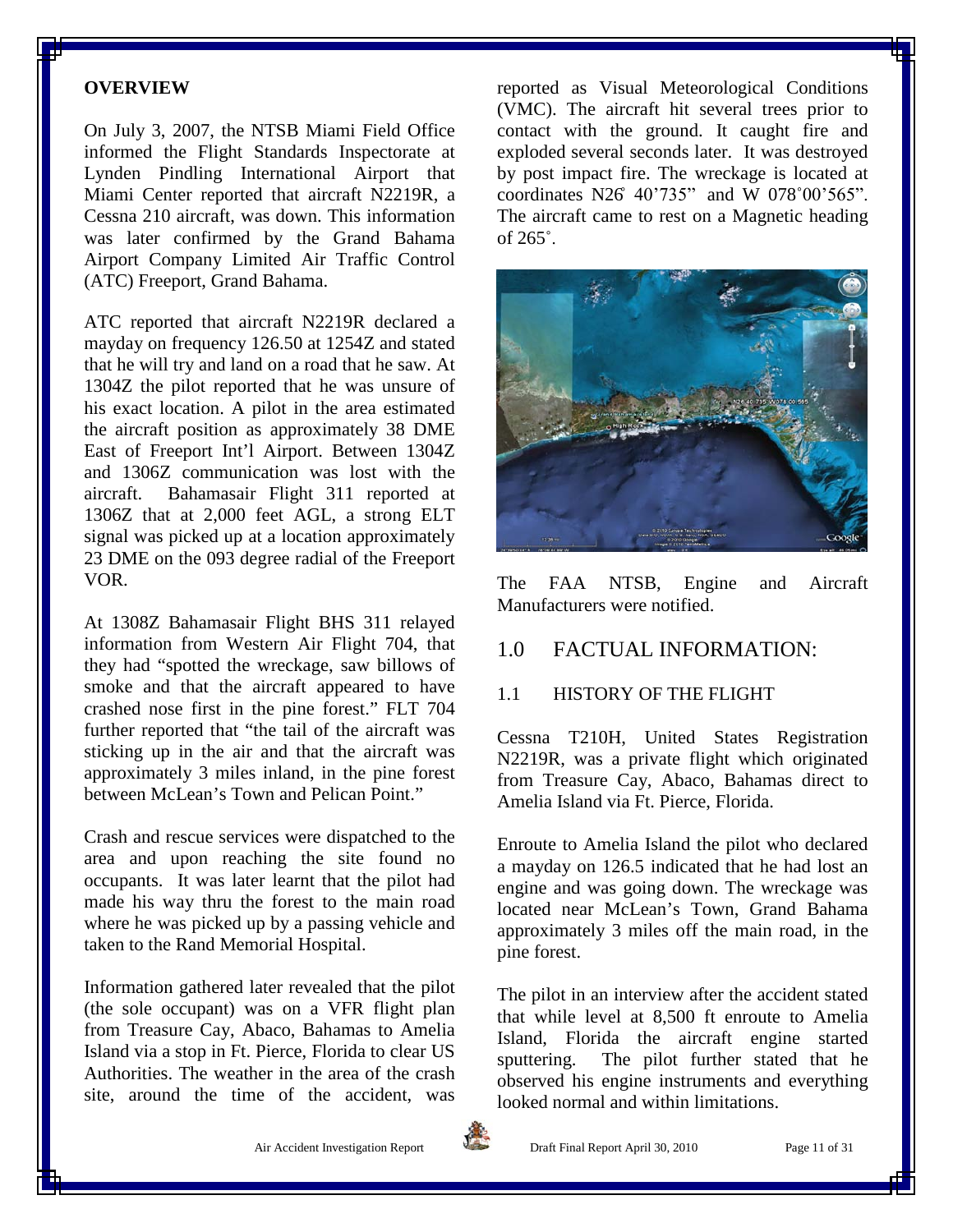**OVERVIEW**

On July 3, 2007, the NTSB Miami Field Office informed the Flight Standards Inspectorate at Lynden Pindling International Airport that Miami Center reported that aircraft N2219R, a Cessna 210 aircraft, was down. This information was later confirmed by the Grand Bahama Airport Company Limited Air Traffic Control (ATC) Freeport, Grand Bahama.

ATC reported that aircraft N2219R declared a mayday on frequency 126.50 at 1254Z and stated that he will try and land on a road that he saw. At 1304Z the pilot reported that he was unsure of his exact location. A pilot in the area estimated the aircraft position as approximately 38 DME East of Freeport Int'l Airport. Between 1304Z and 1306Z communication was lost with the aircraft. Bahamasair Flight 311 reported at 1306Z that at 2,000 feet AGL, a strong ELT signal was picked up at a location approximately 23 DME on the 093 degree radial of the Freeport VOR.

At 1308Z Bahamasair Flight BHS 311 relayed information from Western Air Flight 704, that they had "spotted the wreckage, saw billows of smoke and that the aircraft appeared to have crashed nose first in the pine forest." FLT 704 further reported that "the tail of the aircraft was sticking up in the air and that the aircraft was approximately 3 miles inland, in the pine forest between McLean's Town and Pelican Point."

Crash and rescue services were dispatched to the area and upon reaching the site found no occupants. It was later learnt that the pilot had made his way thru the forest to the main road where he was picked up by a passing vehicle and taken to the Rand Memorial Hospital.

Information gathered later revealed that the pilot (the sole occupant) was on a VFR flight plan from Treasure Cay, Abaco, Bahamas to Amelia Island via a stop in Ft. Pierce, Florida to clear US Authorities. The weather in the area of the crash site, around the time of the accident, was reported as Visual Meteorological Conditions (VMC). The aircraft hit several trees prior to contact with the ground. It caught fire and exploded several seconds later. It was destroyed by post impact fire. The wreckage is located at coordinates N26° 40'735" and W 078°00'565". The aircraft came to rest on a Magnetic heading of 265°.

The FAA NTSB, Engine and Aircraft Manufacturers were notified.

## 1.0 FACTUAL INFORMATION:

### 1.1 HISTORY OF THE FLIGHT

Cessna T210H, United States Registration N2219R, was a private flight which originated from Treasure Cay, Abaco, Bahamas direct to Amelia Island via Ft. Pierce, Florida.

Enroute to Amelia Island the pilot who declared a mayday on 126.5 indicated that he had lost an engine and was going down. The wreckage was located near McLean's Town, Grand Bahama approximately 3 miles off the main road, in the pine forest.

The pilot in an interview after the accident stated that while level at 8,500 ft enroute to Amelia Island, Florida the aircraft engine started sputtering. The pilot further stated that he observed his engine instruments and everything looked normal and within limitations.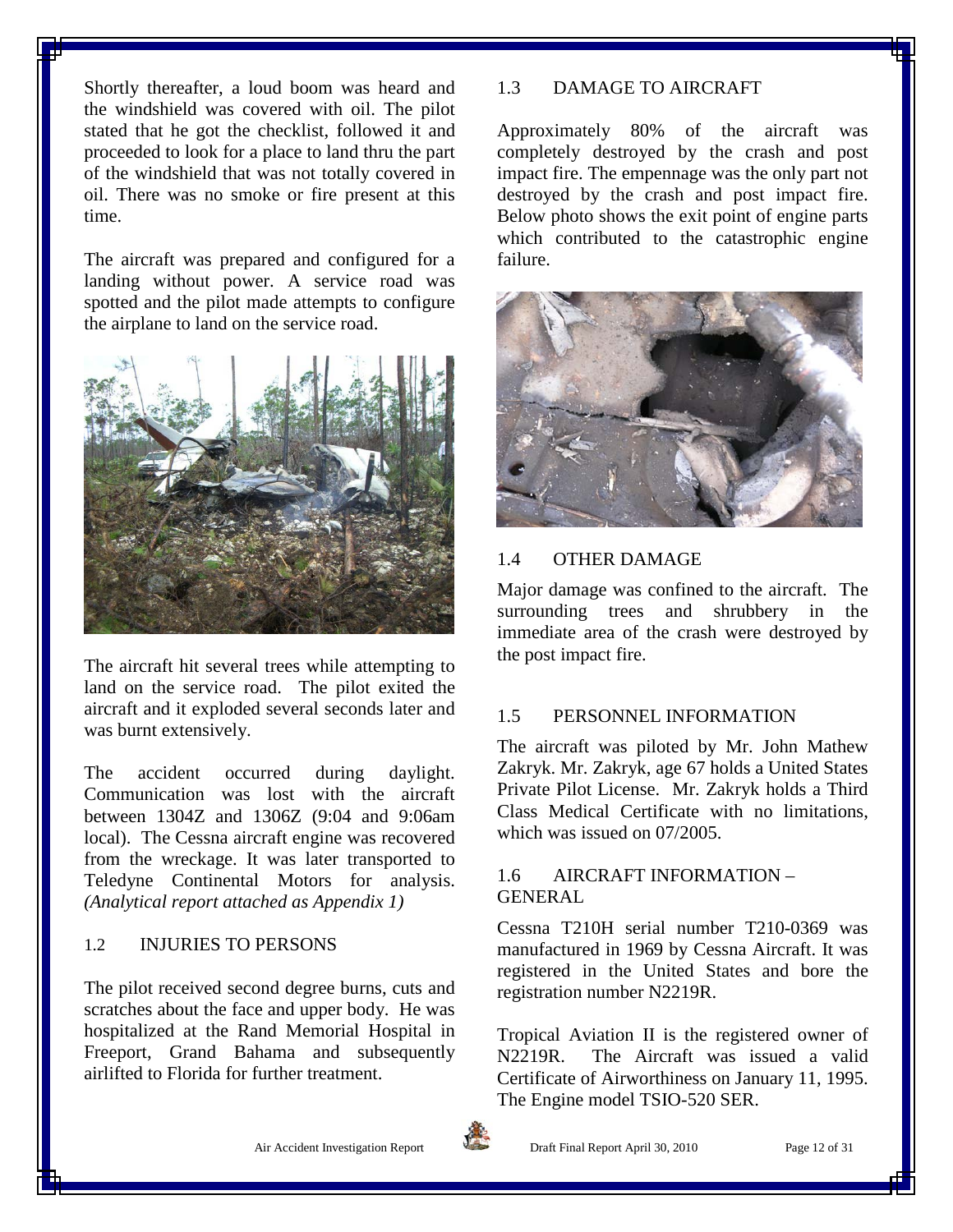Shortly thereafter, a loud boom was heard and the windshield was covered with oil. The pilot stated that he got the checklist, followed it and proceeded to look for a place to land thru the part of the windshield that was not totally covered in oil. There was no smoke or fire present at this time.

The aircraft was prepared and configured for a landing without power. A service road was spotted and the pilot made attempts to configure the airplane to land on the service road.

The aircraft hit several trees while attempting to land on the service road. The pilot exited the aircraft and it exploded several seconds later and was burnt extensively.

The accident occurred during daylight. Communication was lost with the aircraft between 1304Z and 1306Z (9:04 and 9:06am local). The Cessna aircraft engine was recovered from the wreckage. It was later transported to Teledyne Continental Motors for analysis. *(Analytical report attached as Appendix 1)*

## 1.2 INJURIES TO PERSONS

The pilot received second degree burns, cuts and scratches about the face and upper body. He was hospitalized at the Rand Memorial Hospital in Freeport, Grand Bahama and subsequently airlifted to Florida for further treatment.

## 1.3 DAMAGE TO AIRCRAFT

Approximately 80% of the aircraft was completely destroyed by the crash and post impact fire. The empennage was the only part not destroyed by the crash and post impact fire. Below photo shows the exit point of engine parts which contributed to the catastrophic engine failure.

## 1.4 OTHER DAMAGE

Major damage was confined to the aircraft. The surrounding trees and shrubbery in the immediate area of the crash were destroyed by the post impact fire.

## 1.5 PERSONNEL INFORMATION

The aircraft was piloted by Mr. John Mathew Zakryk. Mr. Zakryk, age 67 holds a United States Private Pilot License. Mr. Zakryk holds a Third Class Medical Certificate with no limitations, which was issued on 07/2005.

## 1.6 AIRCRAFT INFORMATION – GENERAL

Cessna T210H serial number T210-0369 was manufactured in 1969 by Cessna Aircraft. It was registered in the United States and bore the registration number N2219R.

Tropical Aviation II is the registered owner of N2219R. The Aircraft was issued a valid Certificate of Airworthiness on January 11, 1995. The Engine model TSIO-520 SER.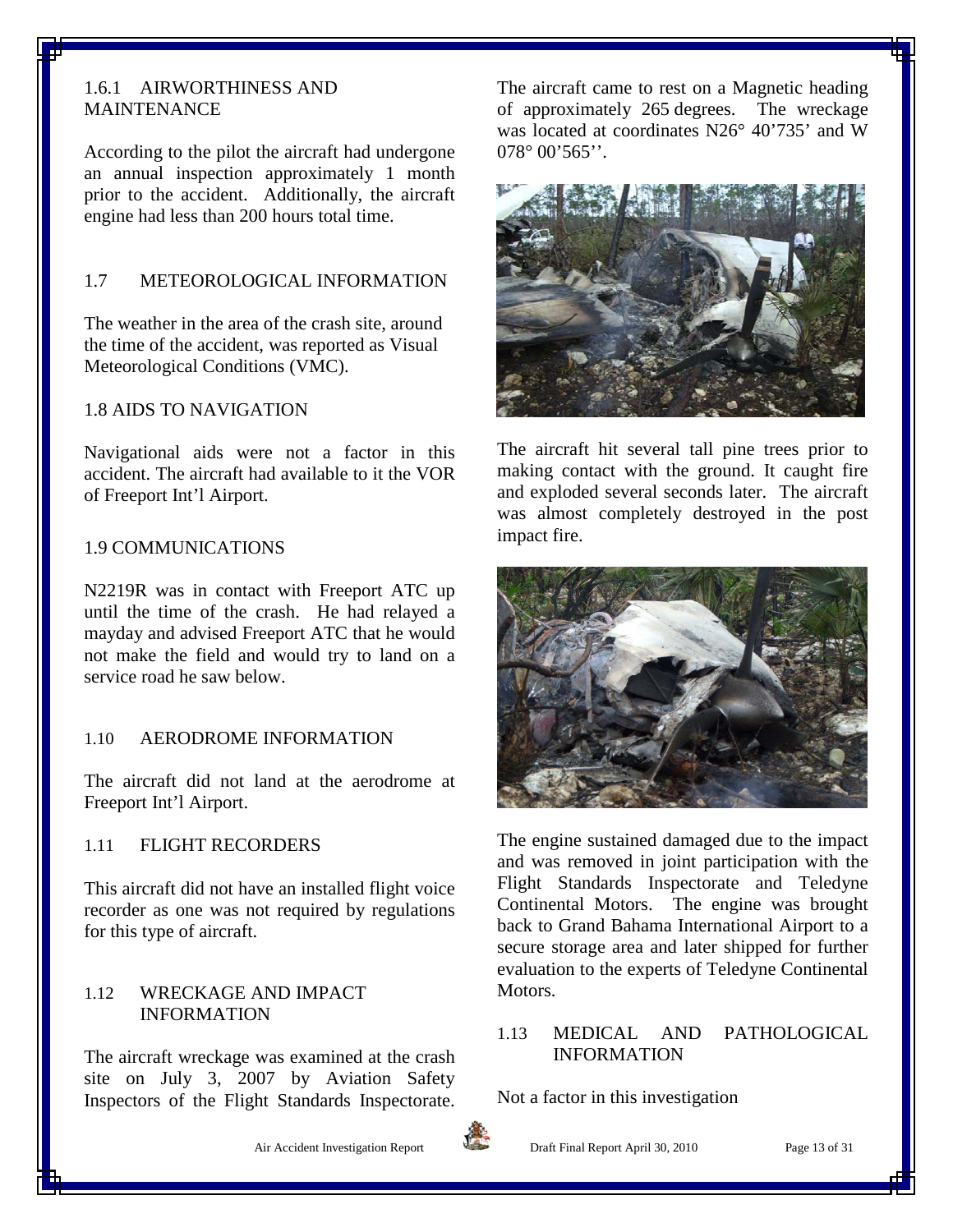### 1.6.1 AIRWORTHINESS AND MAINTENANCE

According to the pilot the aircraft had undergone an annual inspection approximately 1 month prior to the accident. Additionally, the aircraft engine had less than 200 hours total time.

## 1.7 METEOROLOGICAL INFORMATION

The weather in the area of the crash site, around the time of the accident, was reported as Visual Meteorological Conditions (VMC).

## 1.8 AIDS TO NAVIGATION

Navigational aids were not a factor in this accident. The aircraft had available to it the VOR of Freeport Int'l Airport.

## 1.9 COMMUNICATIONS

N2219R was in contact with Freeport ATC up until the time of the crash. He had relayed a mayday and advised Freeport ATC that he would not make the field and would try to land on a service road he saw below.

## 1.10 AERODROME INFORMATION

The aircraft did not land at the aerodrome at Freeport Int'l Airport.

## 1.11 FLIGHT RECORDERS

This aircraft did not have an installed flight voice recorder as one was not required by regulations for this type of aircraft.

## 1.12 WRECKAGE AND IMPACT INFORMATION

The aircraft wreckage was examined at the crash site on July 3, 2007 by Aviation Safety Inspectors of the Flight Standards Inspectorate. The aircraft came to rest on a Magnetic heading of approximately 265 degrees. The wreckage was located at coordinates N26° 40'735' and W 078° 00'565''.

The aircraft hit several tall pine trees prior to making contact with the ground. It caught fire and exploded several seconds later. The aircraft was almost completely destroyed in the post impact fire.

The engine sustained damaged due to the impact and was removed in joint participation with the Flight Standards Inspectorate and Teledyne Continental Motors. The engine was brought back to Grand Bahama International Airport to a secure storage area and later shipped for further evaluation to the experts of Teledyne Continental Motors.

## 1.13 MEDICAL AND PATHOLOGICAL INFORMATION

Not a factor in this investigation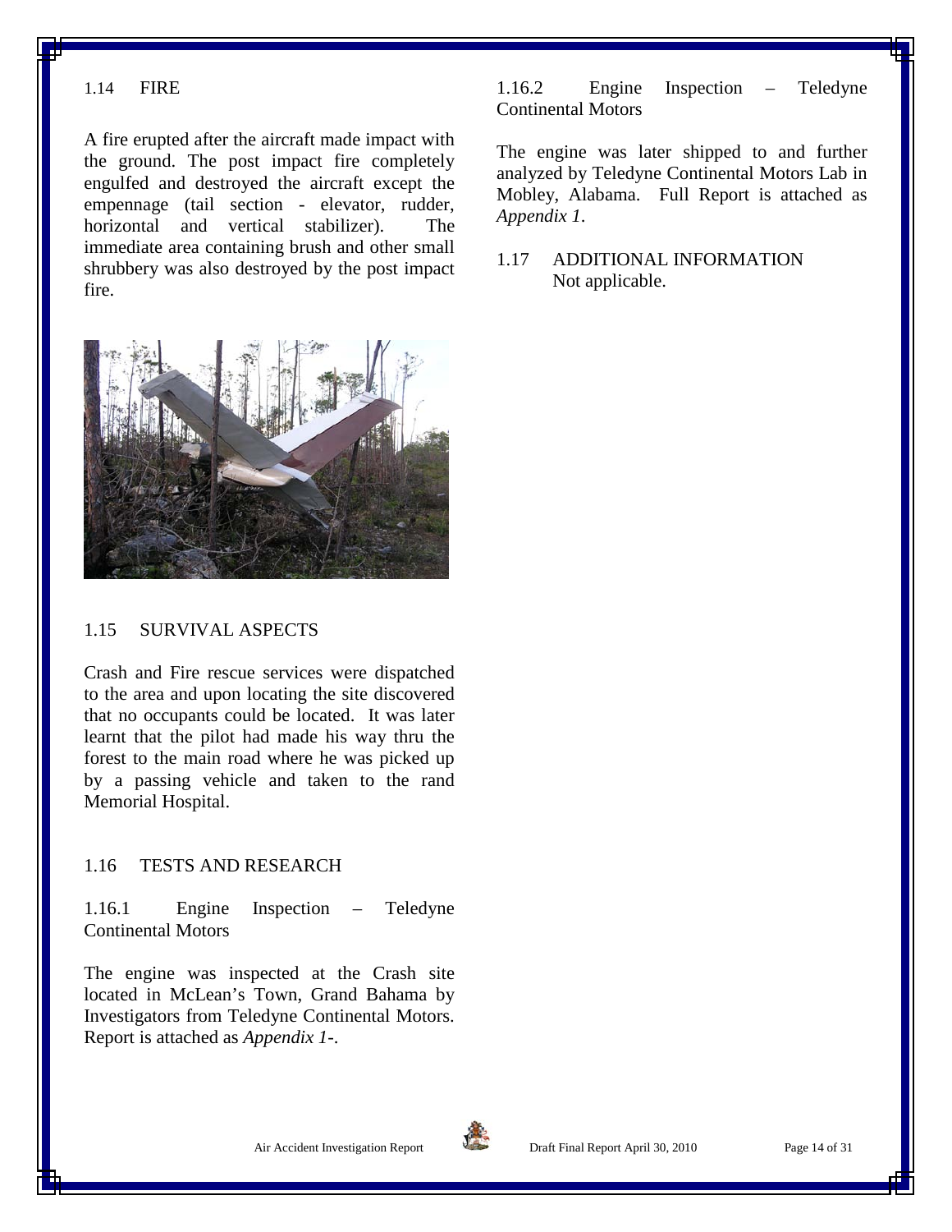## 1.14 FIRE

A fire erupted after the aircraft made impact with the ground. The post impact fire completely engulfed and destroyed the aircraft except the empennage (tail section - elevator, rudder, horizontal and vertical stabilizer). The immediate area containing brush and other small shrubbery was also destroyed by the post impact fire.

## 1.15 SURVIVAL ASPECTS

Crash and Fire rescue services were dispatched to the area and upon locating the site discovered that no occupants could be located. It was later learnt that the pilot had made his way thru the forest to the main road where he was picked up by a passing vehicle and taken to the rand Memorial Hospital.

## 1.16 TESTS AND RESEARCH

### 1.16.1 Engine Inspection – Teledyne Continental Motors

The engine was inspected at the Crash site located in McLean's Town, Grand Bahama by Investigators from Teledyne Continental Motors. Report is attached as *Appendix 1-*.

### 1.16.2 Engine Inspection – Teledyne Continental Motors

The engine was later shipped to and further analyzed by Teledyne Continental Motors Lab in Mobley, Alabama. Full Report is attached as *Appendix 1*.

## 1.17 ADDITIONAL INFORMATION

Not applicable.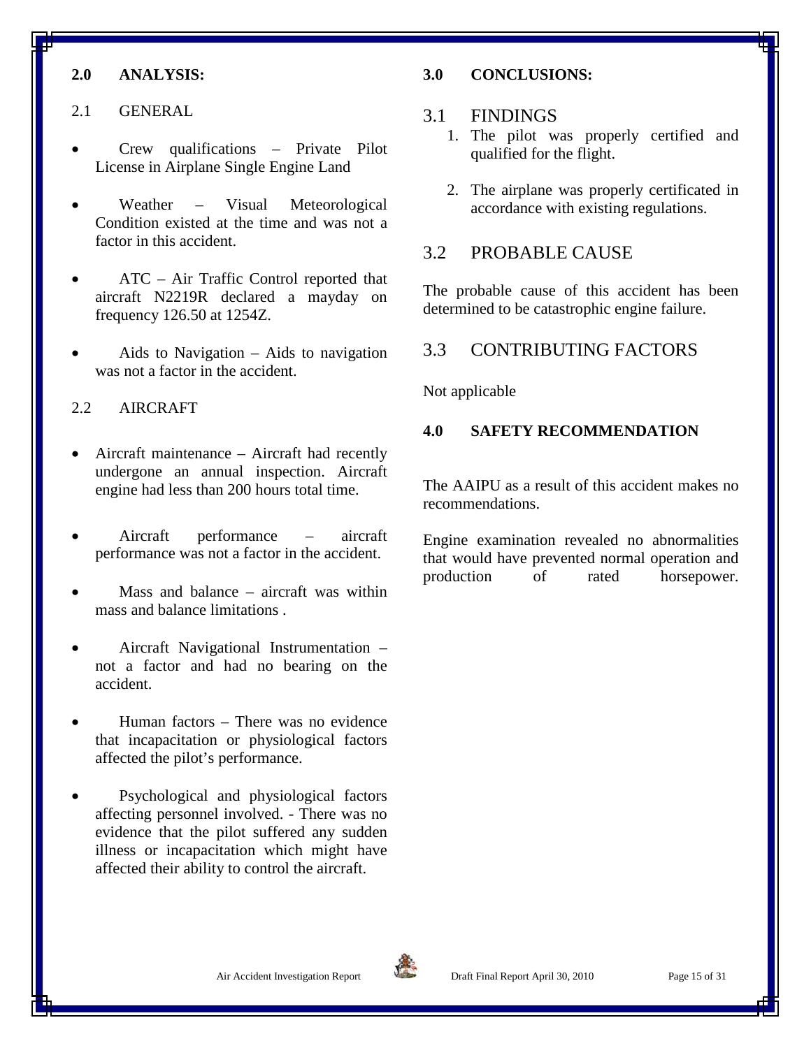## 2.0 ANALYSIS:

### 2.1 GENERAL

- Crew qualifications – Private Pilot License in Airplane Single Engine Land
- Weather – Visual Meteorological Condition existed at the time and was not a factor in this accident.
- ATC – Air Traffic Control reported that aircraft N2219R declared a mayday on frequency 126.50 at 1254Z.
- Aids to Navigation – Aids to navigation was not a factor in the accident.

### 2.2 AIRCRAFT

- Aircraft maintenance – Aircraft had recently undergone an annual inspection. Aircraft engine had less than 200 hours total time.
- Aircraft performance – aircraft performance was not a factor in the accident.
- Mass and balance – aircraft was within mass and balance limitations .
- Aircraft Navigational Instrumentation – not a factor and had no bearing on the accident.
- Human factors – There was no evidence that incapacitation or physiological factors affected the pilot's performance.
- Psychological and physiological factors affecting personnel involved. - There was no evidence that the pilot suffered any sudden illness or incapacitation which might have affected their ability to control the aircraft.

## 3.0 CONCLUSIONS:

### 3.1 FINDINGS

1. The pilot was properly certified and qualified for the flight.
2. The airplane was properly certificated in accordance with existing regulations.

### 3.2 PROBABLE CAUSE

The probable cause of this accident has been determined to be catastrophic engine failure.

### 3.3 CONTRIBUTING FACTORS

Not applicable

## 4.0 SAFETY RECOMMENDATION

The AAIPU as a result of this accident makes no recommendations.

Engine examination revealed no abnormalities that would have prevented normal operation and production of rated horsepower.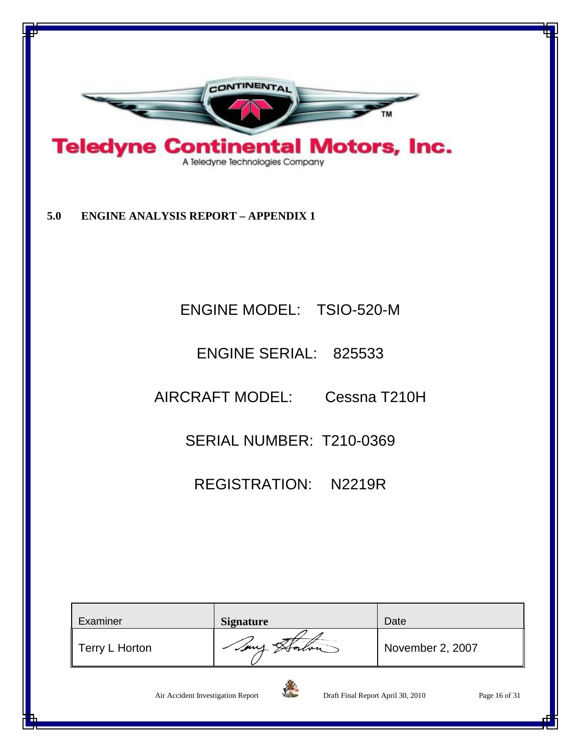**Teledyne Continental Motors, Inc.**

A Teledyne Technologies Company

## 5.0 ENGINE ANALYSIS REPORT – APPENDIX 1

ENGINE MODEL: TSIO-520-M

ENGINE SERIAL: 825533

AIRCRAFT MODEL: Cessna T210H

SERIAL NUMBER: T210-0369

REGISTRATION: N2219R

| Examiner | Signature | Date |
| --- | --- | --- |
| Terry L Horton | | November 2, 2007 |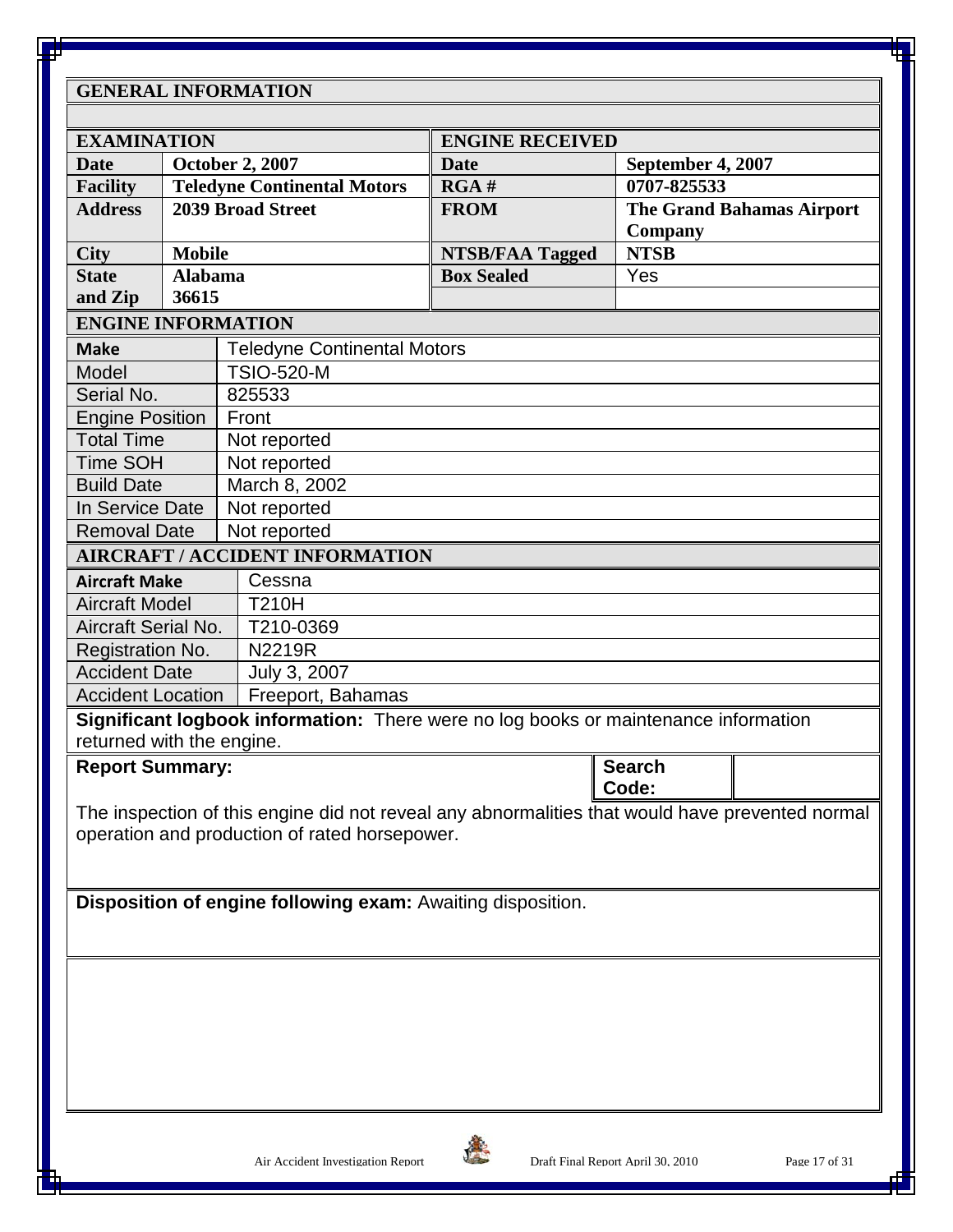## GENERAL INFORMATION

| EXAMINATION | | ENGINE RECEIVED | |
|---|---|---|---|
| **Date** | **October 2, 2007** | **Date** | **September 4, 2007** |
| **Facility** | **Teledyne Continental Motors** | **RGA #** | **0707-825533** |
| **Address** | **2039 Broad Street** | **FROM** | **The Grand Bahamas Airport Company** |
| **City** | **Mobile** | **NTSB/FAA Tagged** | **NTSB** |
| **State and Zip** | **Alabama 36615** | **Box Sealed** | Yes |

### ENGINE INFORMATION

| | |
|---|---|
| **Make** | Teledyne Continental Motors |
| Model | TSIO-520-M |
| Serial No. | 825533 |
| Engine Position | Front |
| Total Time | Not reported |
| Time SOH | Not reported |
| Build Date | March 8, 2002 |
| In Service Date | Not reported |
| Removal Date | Not reported |

### AIRCRAFT / ACCIDENT INFORMATION

| | |
|---|---|
| **Aircraft Make** | Cessna |
| Aircraft Model | T210H |
| Aircraft Serial No. | T210-0369 |
| Registration No. | N2219R |
| Accident Date | July 3, 2007 |
| Accident Location | Freeport, Bahamas |

**Significant logbook information:** There were no log books or maintenance information returned with the engine.

**Report Summary:** | **Search Code:** |

The inspection of this engine did not reveal any abnormalities that would have prevented normal operation and production of rated horsepower.

**Disposition of engine following exam:** Awaiting disposition.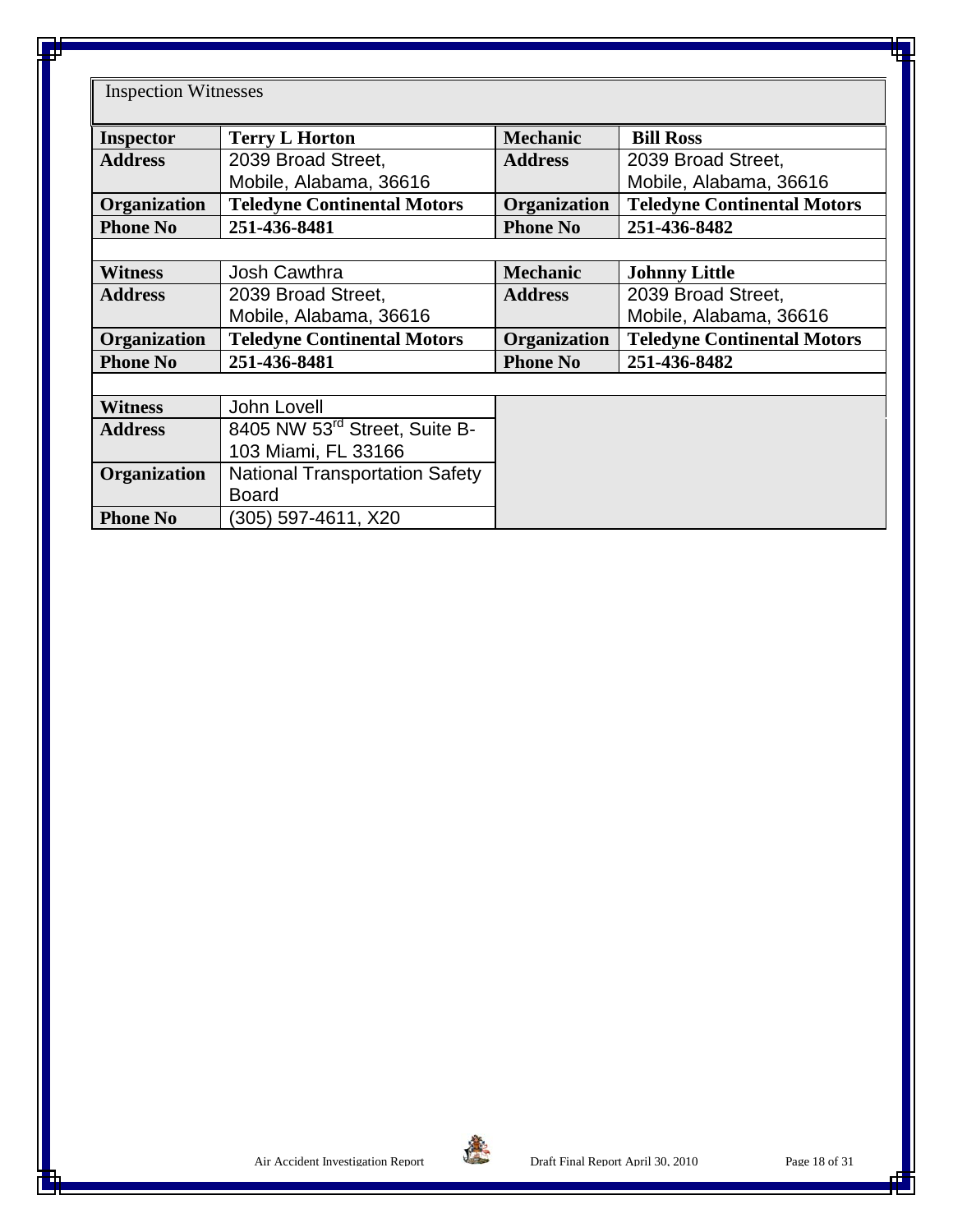Inspection Witnesses

| | | | |
|---|---|---|---|
| **Inspector** | **Terry L Horton** | **Mechanic** | **Bill Ross** |
| **Address** | 2039 Broad Street, Mobile, Alabama, 36616 | **Address** | 2039 Broad Street, Mobile, Alabama, 36616 |
| **Organization** | **Teledyne Continental Motors** | **Organization** | **Teledyne Continental Motors** |
| **Phone No** | **251-436-8481** | **Phone No** | **251-436-8482** |
| | | | |
| **Witness** | Josh Cawthra | **Mechanic** | **Johnny Little** |
| **Address** | 2039 Broad Street, Mobile, Alabama, 36616 | **Address** | 2039 Broad Street, Mobile, Alabama, 36616 |
| **Organization** | **Teledyne Continental Motors** | **Organization** | **Teledyne Continental Motors** |
| **Phone No** | **251-436-8481** | **Phone No** | **251-436-8482** |
| | | | |
| **Witness** | John Lovell | | |
| **Address** | 8405 NW 53rd Street, Suite B-103 Miami, FL 33166 | | |
| **Organization** | National Transportation Safety Board | | |
| **Phone No** | (305) 597-4611, X20 | | |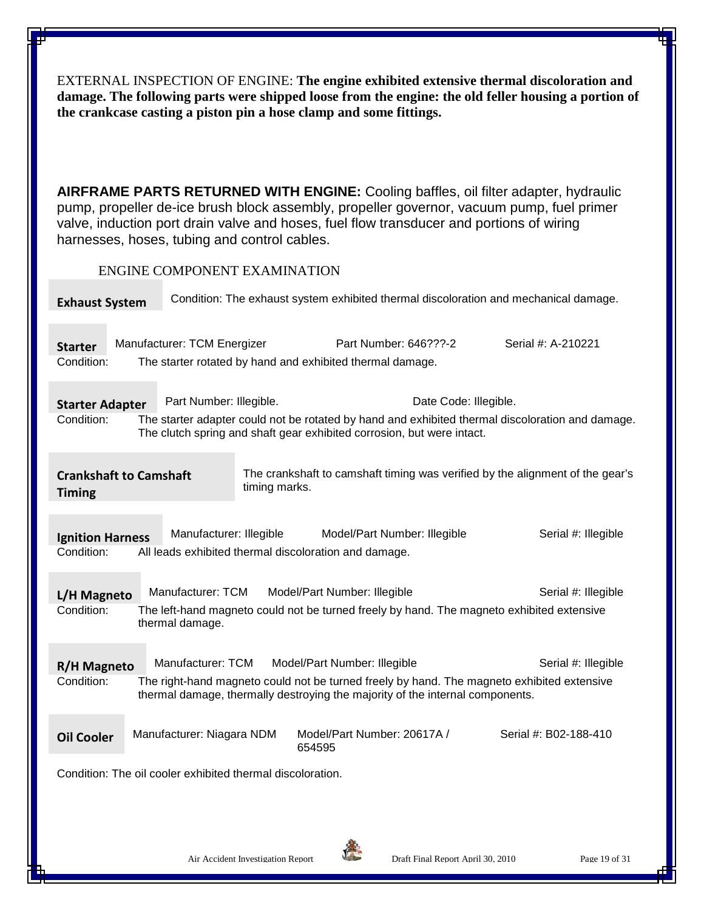EXTERNAL INSPECTION OF ENGINE: **The engine exhibited extensive thermal discoloration and damage. The following parts were shipped loose from the engine: the old feller housing a portion of the crankcase casting a piston pin a hose clamp and some fittings.**

**AIRFRAME PARTS RETURNED WITH ENGINE:** Cooling baffles, oil filter adapter, hydraulic pump, propeller de-ice brush block assembly, propeller governor, vacuum pump, fuel primer valve, induction port drain valve and hoses, fuel flow transducer and portions of wiring harnesses, hoses, tubing and control cables.

ENGINE COMPONENT EXAMINATION

**Exhaust System** Condition: The exhaust system exhibited thermal discoloration and mechanical damage.

**Starter** Manufacturer: TCM Energizer Part Number: 646???-2 Serial #: A-210221
Condition: The starter rotated by hand and exhibited thermal damage.

**Starter Adapter** Part Number: Illegible. Date Code: Illegible.
Condition: The starter adapter could not be rotated by hand and exhibited thermal discoloration and damage. The clutch spring and shaft gear exhibited corrosion, but were intact.

**Crankshaft to Camshaft Timing** The crankshaft to camshaft timing was verified by the alignment of the gear's timing marks.

**Ignition Harness** Manufacturer: Illegible Model/Part Number: Illegible Serial #: Illegible
Condition: All leads exhibited thermal discoloration and damage.

**L/H Magneto** Manufacturer: TCM Model/Part Number: Illegible Serial #: Illegible
Condition: The left-hand magneto could not be turned freely by hand. The magneto exhibited extensive thermal damage.

**R/H Magneto** Manufacturer: TCM Model/Part Number: Illegible Serial #: Illegible
Condition: The right-hand magneto could not be turned freely by hand. The magneto exhibited extensive thermal damage, thermally destroying the majority of the internal components.

**Oil Cooler** Manufacturer: Niagara NDM Model/Part Number: 20617A / 654595 Serial #: B02-188-410

Condition: The oil cooler exhibited thermal discoloration.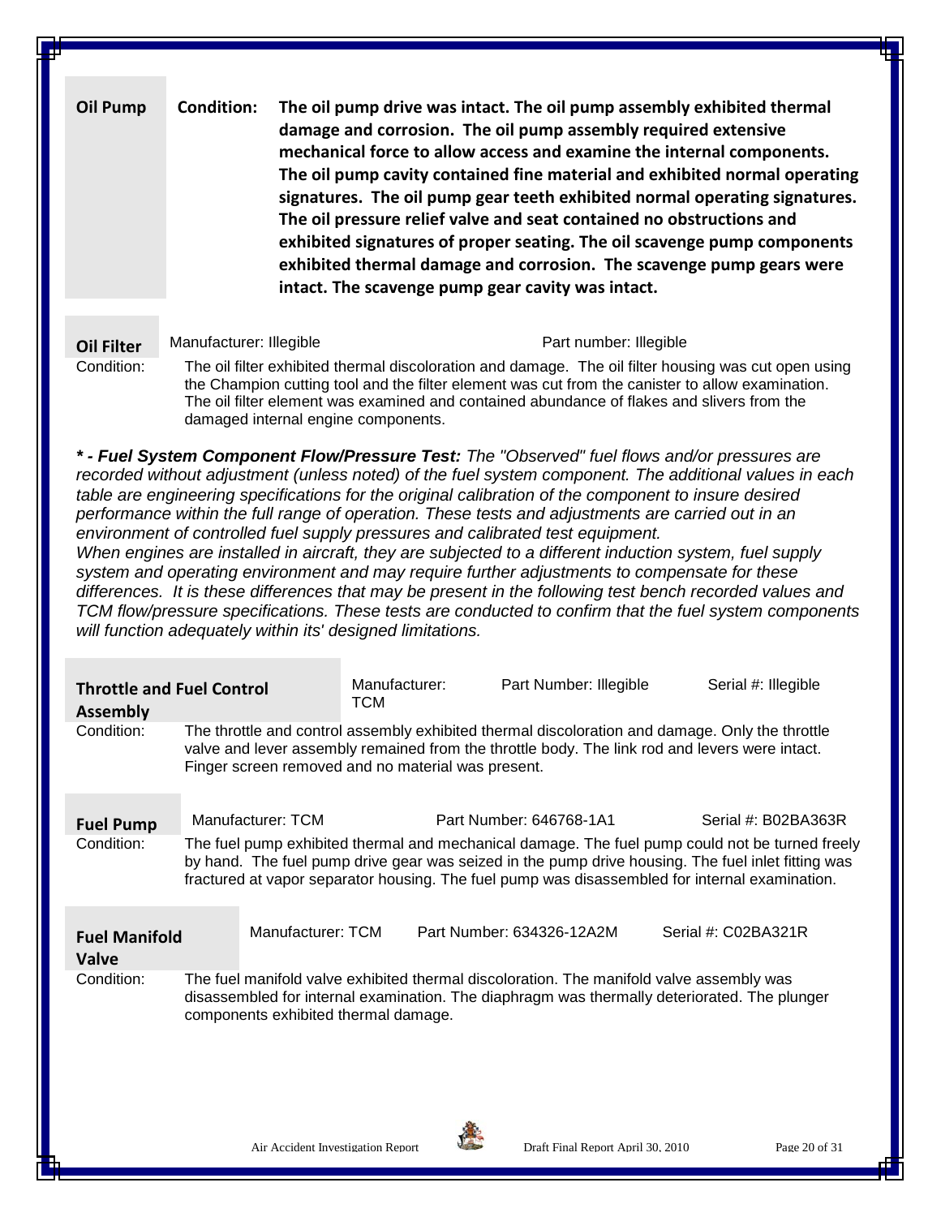**Oil Pump** **Condition:** **The oil pump drive was intact. The oil pump assembly exhibited thermal damage and corrosion. The oil pump assembly required extensive mechanical force to allow access and examine the internal components. The oil pump cavity contained fine material and exhibited normal operating signatures. The oil pump gear teeth exhibited normal operating signatures. The oil pressure relief valve and seat contained no obstructions and exhibited signatures of proper seating. The oil scavenge pump components exhibited thermal damage and corrosion. The scavenge pump gears were intact. The scavenge pump gear cavity was intact.**

**Oil Filter** Manufacturer: Illegible Part number: Illegible

Condition: The oil filter exhibited thermal discoloration and damage. The oil filter housing was cut open using the Champion cutting tool and the filter element was cut from the canister to allow examination. The oil filter element was examined and contained abundance of flakes and slivers from the damaged internal engine components.

***- Fuel System Component Flow/Pressure Test:** The "Observed" fuel flows and/or pressures are recorded without adjustment (unless noted) of the fuel system component. The additional values in each table are engineering specifications for the original calibration of the component to insure desired performance within the full range of operation. These tests and adjustments are carried out in an environment of controlled fuel supply pressures and calibrated test equipment.*
*When engines are installed in aircraft, they are subjected to a different induction system, fuel supply system and operating environment and may require further adjustments to compensate for these differences. It is these differences that may be present in the following test bench recorded values and TCM flow/pressure specifications. These tests are conducted to confirm that the fuel system components will function adequately within its' designed limitations.*

**Throttle and Fuel Control Assembly** Manufacturer: TCM Part Number: Illegible Serial #: Illegible

Condition: The throttle and control assembly exhibited thermal discoloration and damage. Only the throttle valve and lever assembly remained from the throttle body. The link rod and levers were intact. Finger screen removed and no material was present.

**Fuel Pump** Manufacturer: TCM Part Number: 646768-1A1 Serial #: B02BA363R

Condition: The fuel pump exhibited thermal and mechanical damage. The fuel pump could not be turned freely by hand. The fuel pump drive gear was seized in the pump drive housing. The fuel inlet fitting was fractured at vapor separator housing. The fuel pump was disassembled for internal examination.

**Fuel Manifold Valve** Manufacturer: TCM Part Number: 634326-12A2M Serial #: C02BA321R

Condition: The fuel manifold valve exhibited thermal discoloration. The manifold valve assembly was disassembled for internal examination. The diaphragm was thermally deteriorated. The plunger components exhibited thermal damage.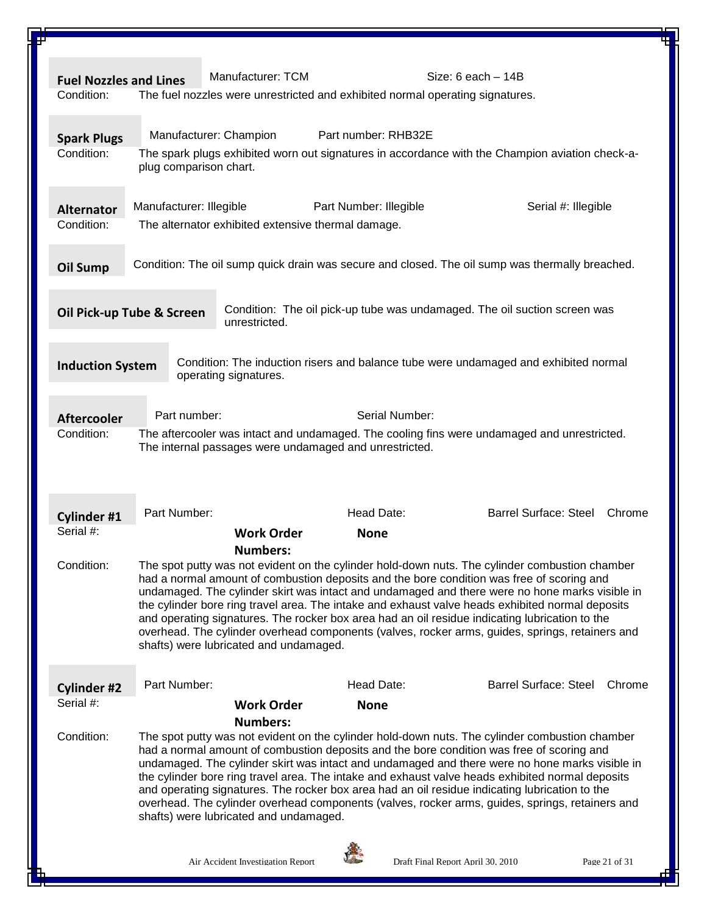**Fuel Nozzles and Lines** Manufacturer: TCM Size: 6 each – 14B

Condition: The fuel nozzles were unrestricted and exhibited normal operating signatures.

**Spark Plugs** Manufacturer: Champion Part number: RHB32E

Condition: The spark plugs exhibited worn out signatures in accordance with the Champion aviation check-a-plug comparison chart.

**Alternator** Manufacturer: Illegible Part Number: Illegible Serial #: Illegible

Condition: The alternator exhibited extensive thermal damage.

**Oil Sump** Condition: The oil sump quick drain was secure and closed. The oil sump was thermally breached.

**Oil Pick-up Tube & Screen** Condition: The oil pick-up tube was undamaged. The oil suction screen was unrestricted.

**Induction System** Condition: The induction risers and balance tube were undamaged and exhibited normal operating signatures.

**Aftercooler** Part number: Serial Number:

Condition: The aftercooler was intact and undamaged. The cooling fins were undamaged and unrestricted. The internal passages were undamaged and unrestricted.

**Cylinder #1** Part Number: Head Date: Barrel Surface: Steel Chrome

Serial #: **Work Order Numbers:** **None**

Condition: The spot putty was not evident on the cylinder hold-down nuts. The cylinder combustion chamber had a normal amount of combustion deposits and the bore condition was free of scoring and undamaged. The cylinder skirt was intact and undamaged and there were no hone marks visible in the cylinder bore ring travel area. The intake and exhaust valve heads exhibited normal deposits and operating signatures. The rocker box area had an oil residue indicating lubrication to the overhead. The cylinder overhead components (valves, rocker arms, guides, springs, retainers and shafts) were lubricated and undamaged.

**Cylinder #2** Part Number: Head Date: Barrel Surface: Steel Chrome

Serial #: **Work Order Numbers:** **None**

Condition: The spot putty was not evident on the cylinder hold-down nuts. The cylinder combustion chamber had a normal amount of combustion deposits and the bore condition was free of scoring and undamaged. The cylinder skirt was intact and undamaged and there were no hone marks visible in the cylinder bore ring travel area. The intake and exhaust valve heads exhibited normal deposits and operating signatures. The rocker box area had an oil residue indicating lubrication to the overhead. The cylinder overhead components (valves, rocker arms, guides, springs, retainers and shafts) were lubricated and undamaged.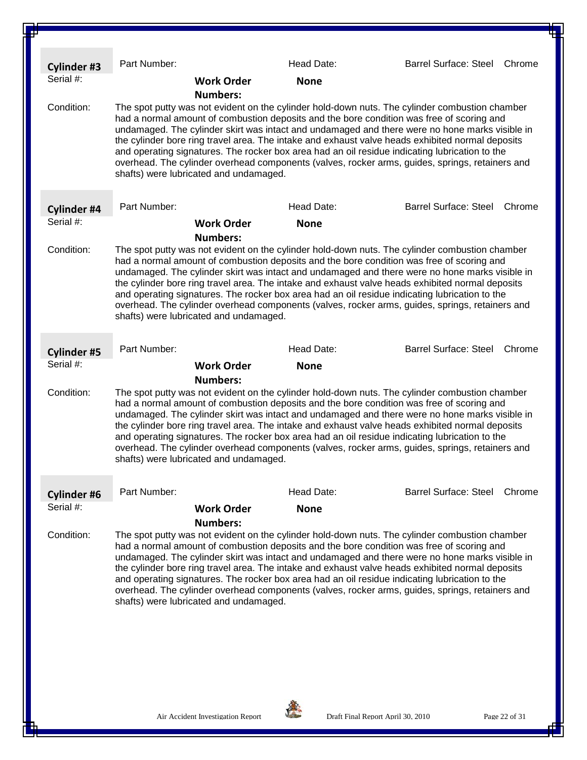**Cylinder #3**

| Part Number: | | Head Date: | Barrel Surface: Steel Chrome |
|---|---|---|---|
| Serial #: | **Work Order Numbers:** | **None** | |

Condition: The spot putty was not evident on the cylinder hold-down nuts. The cylinder combustion chamber had a normal amount of combustion deposits and the bore condition was free of scoring and undamaged. The cylinder skirt was intact and undamaged and there were no hone marks visible in the cylinder bore ring travel area. The intake and exhaust valve heads exhibited normal deposits and operating signatures. The rocker box area had an oil residue indicating lubrication to the overhead. The cylinder overhead components (valves, rocker arms, guides, springs, retainers and shafts) were lubricated and undamaged.

**Cylinder #4**

| Part Number: | | Head Date: | Barrel Surface: Steel Chrome |
|---|---|---|---|
| Serial #: | **Work Order Numbers:** | **None** | |

Condition: The spot putty was not evident on the cylinder hold-down nuts. The cylinder combustion chamber had a normal amount of combustion deposits and the bore condition was free of scoring and undamaged. The cylinder skirt was intact and undamaged and there were no hone marks visible in the cylinder bore ring travel area. The intake and exhaust valve heads exhibited normal deposits and operating signatures. The rocker box area had an oil residue indicating lubrication to the overhead. The cylinder overhead components (valves, rocker arms, guides, springs, retainers and shafts) were lubricated and undamaged.

**Cylinder #5**

| Part Number: | | Head Date: | Barrel Surface: Steel Chrome |
|---|---|---|---|
| Serial #: | **Work Order Numbers:** | **None** | |

Condition: The spot putty was not evident on the cylinder hold-down nuts. The cylinder combustion chamber had a normal amount of combustion deposits and the bore condition was free of scoring and undamaged. The cylinder skirt was intact and undamaged and there were no hone marks visible in the cylinder bore ring travel area. The intake and exhaust valve heads exhibited normal deposits and operating signatures. The rocker box area had an oil residue indicating lubrication to the overhead. The cylinder overhead components (valves, rocker arms, guides, springs, retainers and shafts) were lubricated and undamaged.

**Cylinder #6**

| Part Number: | | Head Date: | Barrel Surface: Steel Chrome |
|---|---|---|---|
| Serial #: | **Work Order Numbers:** | **None** | |

Condition: The spot putty was not evident on the cylinder hold-down nuts. The cylinder combustion chamber had a normal amount of combustion deposits and the bore condition was free of scoring and undamaged. The cylinder skirt was intact and undamaged and there were no hone marks visible in the cylinder bore ring travel area. The intake and exhaust valve heads exhibited normal deposits and operating signatures. The rocker box area had an oil residue indicating lubrication to the overhead. The cylinder overhead components (valves, rocker arms, guides, springs, retainers and shafts) were lubricated and undamaged.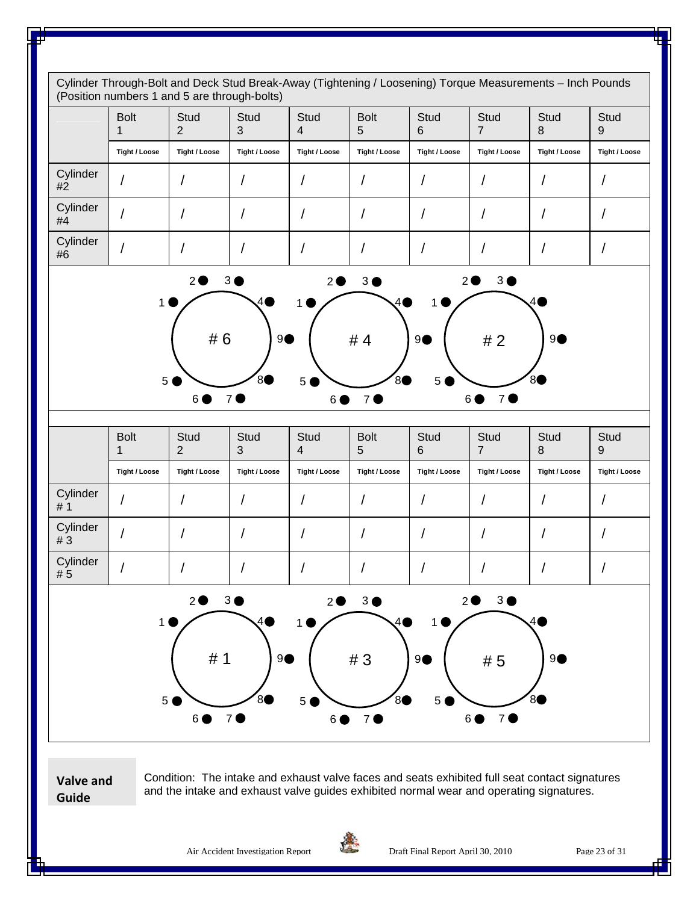Cylinder Through-Bolt and Deck Stud Break-Away (Tightening / Loosening) Torque Measurements – Inch Pounds (Position numbers 1 and 5 are through-bolts)

| | Bolt 1 | Stud 2 | Stud 3 | Stud 4 | Bolt 5 | Stud 6 | Stud 7 | Stud 8 | Stud 9 |
|---|---|---|---|---|---|---|---|---|---|
| | Tight / Loose | Tight / Loose | Tight / Loose | Tight / Loose | Tight / Loose | Tight / Loose | Tight / Loose | Tight / Loose | Tight / Loose |
| Cylinder #2 | / | / | / | / | / | / | / | / | / |
| Cylinder #4 | / | / | / | / | / | / | / | / | / |
| Cylinder #6 | / | / | / | / | / | / | / | / | / |

| | Bolt 1 | Stud 2 | Stud 3 | Stud 4 | Bolt 5 | Stud 6 | Stud 7 | Stud 8 | Stud 9 |
|---|---|---|---|---|---|---|---|---|---|
| | Tight / Loose | Tight / Loose | Tight / Loose | Tight / Loose | Tight / Loose | Tight / Loose | Tight / Loose | Tight / Loose | Tight / Loose |
| Cylinder # 1 | / | / | / | / | / | / | / | / | / |
| Cylinder # 3 | / | / | / | / | / | / | / | / | / |
| Cylinder # 5 | / | / | / | / | / | / | / | / | / |

**Valve and Guide**

Condition: The intake and exhaust valve faces and seats exhibited full seat contact signatures and the intake and exhaust valve guides exhibited normal wear and operating signatures.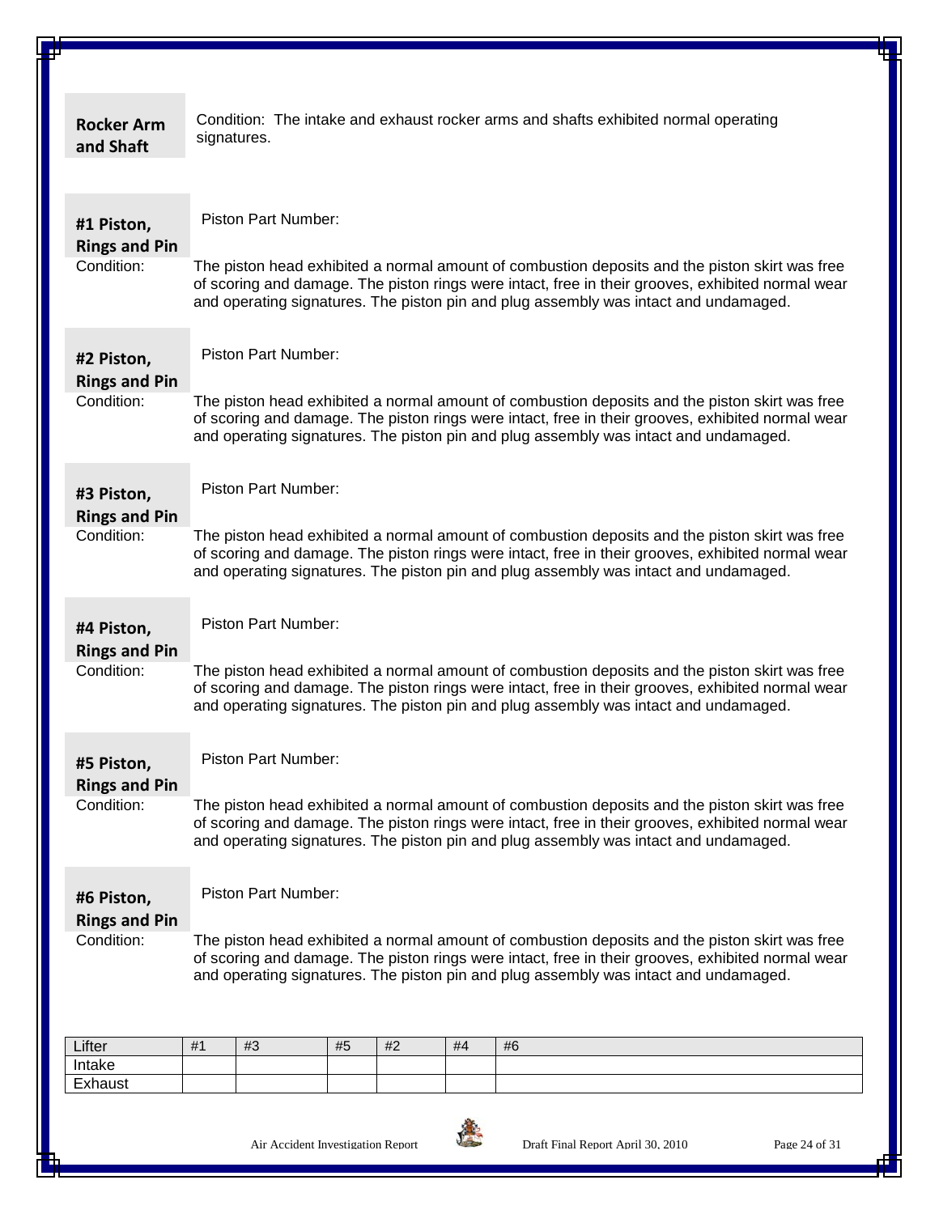**Rocker Arm and Shaft**

Condition: The intake and exhaust rocker arms and shafts exhibited normal operating signatures.

**#1 Piston, Rings and Pin**

Piston Part Number:

Condition: The piston head exhibited a normal amount of combustion deposits and the piston skirt was free of scoring and damage. The piston rings were intact, free in their grooves, exhibited normal wear and operating signatures. The piston pin and plug assembly was intact and undamaged.

**#2 Piston, Rings and Pin**

Piston Part Number:

Condition: The piston head exhibited a normal amount of combustion deposits and the piston skirt was free of scoring and damage. The piston rings were intact, free in their grooves, exhibited normal wear and operating signatures. The piston pin and plug assembly was intact and undamaged.

**#3 Piston, Rings and Pin**

Piston Part Number:

Condition: The piston head exhibited a normal amount of combustion deposits and the piston skirt was free of scoring and damage. The piston rings were intact, free in their grooves, exhibited normal wear and operating signatures. The piston pin and plug assembly was intact and undamaged.

**#4 Piston, Rings and Pin**

Piston Part Number:

Condition: The piston head exhibited a normal amount of combustion deposits and the piston skirt was free of scoring and damage. The piston rings were intact, free in their grooves, exhibited normal wear and operating signatures. The piston pin and plug assembly was intact and undamaged.

**#5 Piston, Rings and Pin**

Piston Part Number:

Condition: The piston head exhibited a normal amount of combustion deposits and the piston skirt was free of scoring and damage. The piston rings were intact, free in their grooves, exhibited normal wear and operating signatures. The piston pin and plug assembly was intact and undamaged.

**#6 Piston, Rings and Pin**

Piston Part Number:

Condition: The piston head exhibited a normal amount of combustion deposits and the piston skirt was free of scoring and damage. The piston rings were intact, free in their grooves, exhibited normal wear and operating signatures. The piston pin and plug assembly was intact and undamaged.

| Lifter | #1 | #3 | #5 | #2 | #4 | #6 |
|---|---|---|---|---|---|---|
| Intake | | | | | | |
| Exhaust | | | | | | |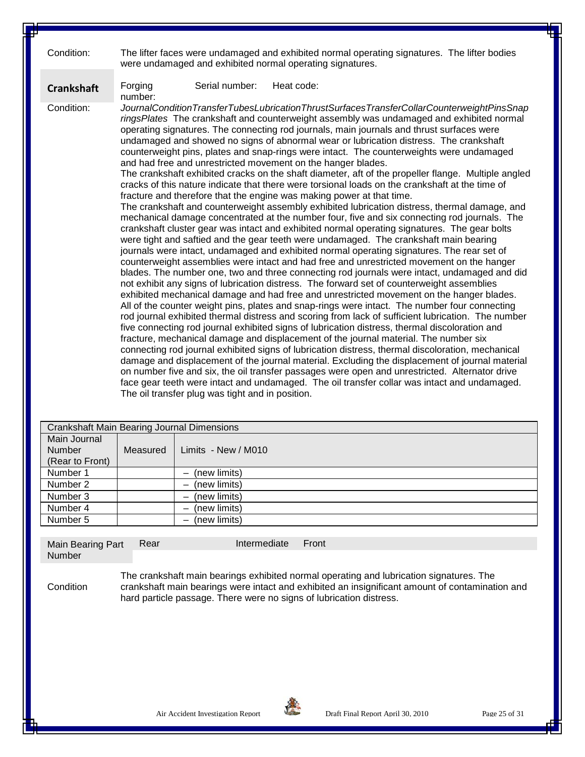Condition: The lifter faces were undamaged and exhibited normal operating signatures. The lifter bodies were undamaged and exhibited normal operating signatures.

**Crankshaft** Forging number: Serial number: Heat code:

Condition: *JournalConditionTransferTubesLubricationThrustSurfacesTransferCollarCounterweightPinsSnapringsPlates* The crankshaft and counterweight assembly was undamaged and exhibited normal operating signatures. The connecting rod journals, main journals and thrust surfaces were undamaged and showed no signs of abnormal wear or lubrication distress. The crankshaft counterweight pins, plates and snap-rings were intact. The counterweights were undamaged and had free and unrestricted movement on the hanger blades.
The crankshaft exhibited cracks on the shaft diameter, aft of the propeller flange. Multiple angled cracks of this nature indicate that there were torsional loads on the crankshaft at the time of fracture and therefore that the engine was making power at that time.
The crankshaft and counterweight assembly exhibited lubrication distress, thermal damage, and mechanical damage concentrated at the number four, five and six connecting rod journals. The crankshaft cluster gear was intact and exhibited normal operating signatures. The gear bolts were tight and saftied and the gear teeth were undamaged. The crankshaft main bearing journals were intact, undamaged and exhibited normal operating signatures. The rear set of counterweight assemblies were intact and had free and unrestricted movement on the hanger blades. The number one, two and three connecting rod journals were intact, undamaged and did not exhibit any signs of lubrication distress. The forward set of counterweight assemblies exhibited mechanical damage and had free and unrestricted movement on the hanger blades. All of the counter weight pins, plates and snap-rings were intact. The number four connecting rod journal exhibited thermal distress and scoring from lack of sufficient lubrication. The number five connecting rod journal exhibited signs of lubrication distress, thermal discoloration and fracture, mechanical damage and displacement of the journal material. The number six connecting rod journal exhibited signs of lubrication distress, thermal discoloration, mechanical damage and displacement of the journal material. Excluding the displacement of journal material on number five and six, the oil transfer passages were open and unrestricted. Alternator drive face gear teeth were intact and undamaged. The oil transfer collar was intact and undamaged. The oil transfer plug was tight and in position.

| Crankshaft Main Bearing Journal Dimensions | | |
|---|---|---|
| Main Journal Number (Rear to Front) | Measured | Limits - New / M010 |
| Number 1 | | – (new limits) |
| Number 2 | | – (new limits) |
| Number 3 | | – (new limits) |
| Number 4 | | – (new limits) |
| Number 5 | | – (new limits) |

| Main Bearing Part Number | Rear | Intermediate | Front |
|---|---|---|---|

Condition: The crankshaft main bearings exhibited normal operating and lubrication signatures. The crankshaft main bearings were intact and exhibited an insignificant amount of contamination and hard particle passage. There were no signs of lubrication distress.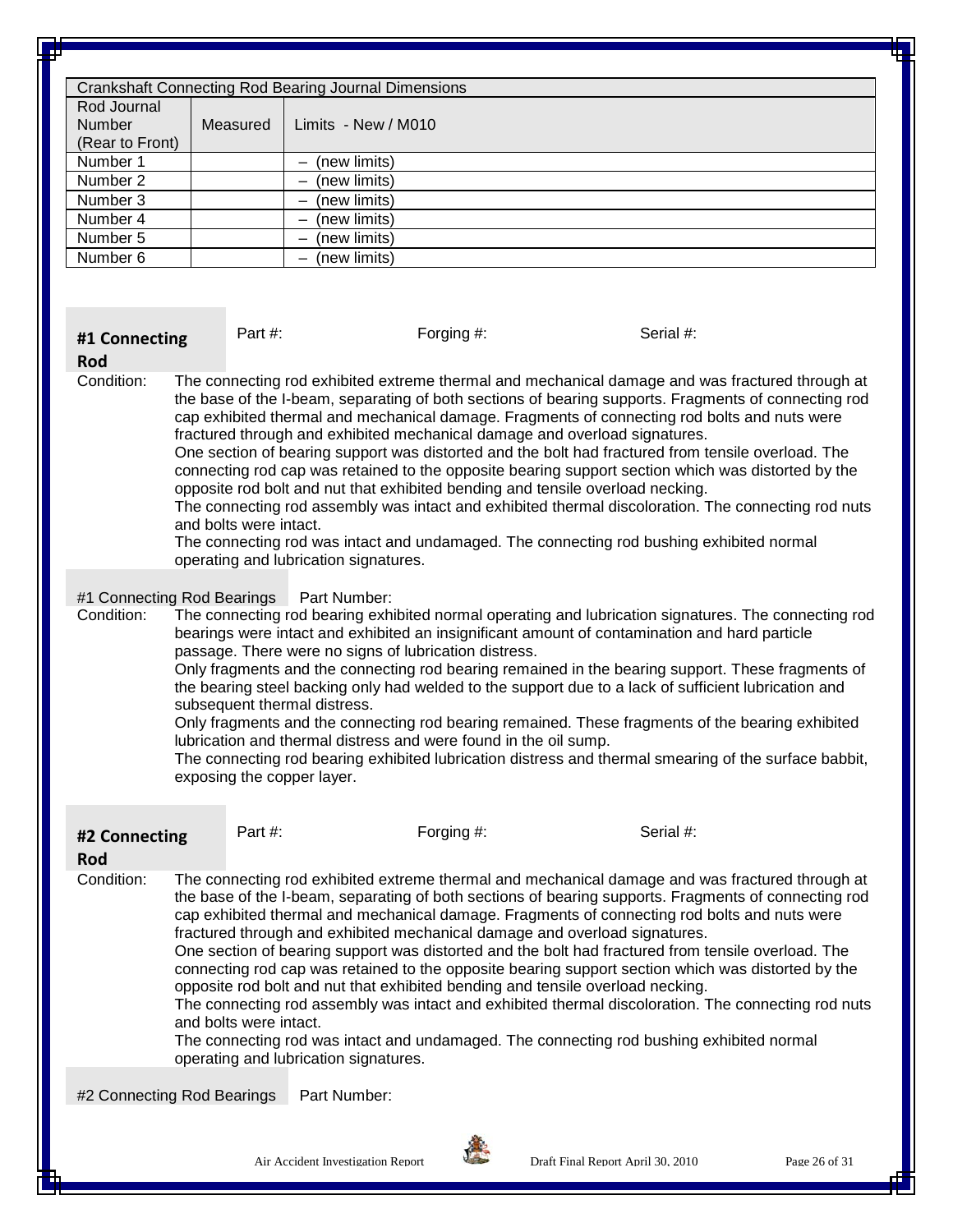| Crankshaft Connecting Rod Bearing Journal Dimensions | | |
|---|---|---|
| Rod Journal Number (Rear to Front) | Measured | Limits - New / M010 |
| Number 1 | | – (new limits) |
| Number 2 | | – (new limits) |
| Number 3 | | – (new limits) |
| Number 4 | | – (new limits) |
| Number 5 | | – (new limits) |
| Number 6 | | – (new limits) |

**#1 Connecting Rod** Part #: Forging #: Serial #:

Condition: The connecting rod exhibited extreme thermal and mechanical damage and was fractured through at the base of the I-beam, separating of both sections of bearing supports. Fragments of connecting rod cap exhibited thermal and mechanical damage. Fragments of connecting rod bolts and nuts were fractured through and exhibited mechanical damage and overload signatures.
One section of bearing support was distorted and the bolt had fractured from tensile overload. The connecting rod cap was retained to the opposite bearing support section which was distorted by the opposite rod bolt and nut that exhibited bending and tensile overload necking.
The connecting rod assembly was intact and exhibited thermal discoloration. The connecting rod nuts and bolts were intact.
The connecting rod was intact and undamaged. The connecting rod bushing exhibited normal operating and lubrication signatures.

#1 Connecting Rod Bearings Part Number:

Condition: The connecting rod bearing exhibited normal operating and lubrication signatures. The connecting rod bearings were intact and exhibited an insignificant amount of contamination and hard particle passage. There were no signs of lubrication distress.
Only fragments and the connecting rod bearing remained in the bearing support. These fragments of the bearing steel backing only had welded to the support due to a lack of sufficient lubrication and subsequent thermal distress.
Only fragments and the connecting rod bearing remained. These fragments of the bearing exhibited lubrication and thermal distress and were found in the oil sump.
The connecting rod bearing exhibited lubrication distress and thermal smearing of the surface babbit, exposing the copper layer.

**#2 Connecting Rod** Part #: Forging #: Serial #:

Condition: The connecting rod exhibited extreme thermal and mechanical damage and was fractured through at the base of the I-beam, separating of both sections of bearing supports. Fragments of connecting rod cap exhibited thermal and mechanical damage. Fragments of connecting rod bolts and nuts were fractured through and exhibited mechanical damage and overload signatures.
One section of bearing support was distorted and the bolt had fractured from tensile overload. The connecting rod cap was retained to the opposite bearing support section which was distorted by the opposite rod bolt and nut that exhibited bending and tensile overload necking.
The connecting rod assembly was intact and exhibited thermal discoloration. The connecting rod nuts and bolts were intact.
The connecting rod was intact and undamaged. The connecting rod bushing exhibited normal operating and lubrication signatures.

#2 Connecting Rod Bearings Part Number: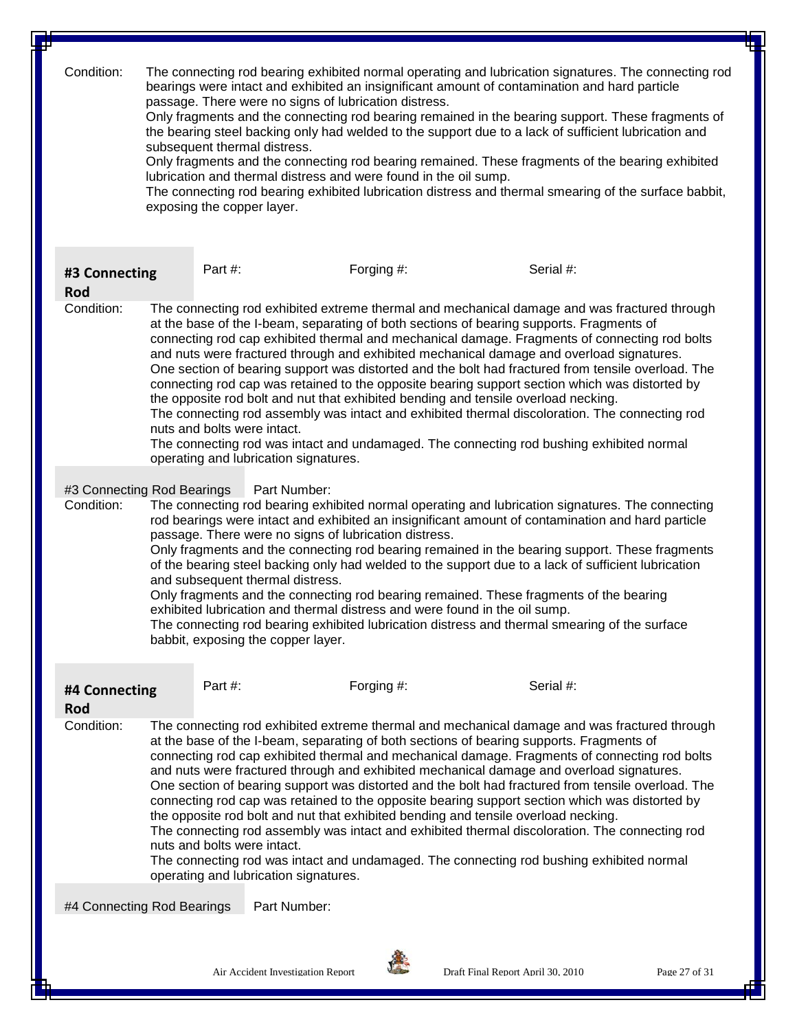Condition: The connecting rod bearing exhibited normal operating and lubrication signatures. The connecting rod bearings were intact and exhibited an insignificant amount of contamination and hard particle passage. There were no signs of lubrication distress.
Only fragments and the connecting rod bearing remained in the bearing support. These fragments of the bearing steel backing only had welded to the support due to a lack of sufficient lubrication and subsequent thermal distress.
Only fragments and the connecting rod bearing remained. These fragments of the bearing exhibited lubrication and thermal distress and were found in the oil sump.
The connecting rod bearing exhibited lubrication distress and thermal smearing of the surface babbit, exposing the copper layer.

| **#3 Connecting Rod** | Part #: | Forging #: | Serial #: |
|---|---|---|---|

Condition: The connecting rod exhibited extreme thermal and mechanical damage and was fractured through at the base of the I-beam, separating of both sections of bearing supports. Fragments of connecting rod cap exhibited thermal and mechanical damage. Fragments of connecting rod bolts and nuts were fractured through and exhibited mechanical damage and overload signatures.
One section of bearing support was distorted and the bolt had fractured from tensile overload. The connecting rod cap was retained to the opposite bearing support section which was distorted by the opposite rod bolt and nut that exhibited bending and tensile overload necking.
The connecting rod assembly was intact and exhibited thermal discoloration. The connecting rod nuts and bolts were intact.
The connecting rod was intact and undamaged. The connecting rod bushing exhibited normal operating and lubrication signatures.

| #3 Connecting Rod Bearings | Part Number: |
|---|---|

Condition: The connecting rod bearing exhibited normal operating and lubrication signatures. The connecting rod bearings were intact and exhibited an insignificant amount of contamination and hard particle passage. There were no signs of lubrication distress.
Only fragments and the connecting rod bearing remained in the bearing support. These fragments of the bearing steel backing only had welded to the support due to a lack of sufficient lubrication and subsequent thermal distress.
Only fragments and the connecting rod bearing remained. These fragments of the bearing exhibited lubrication and thermal distress and were found in the oil sump.
The connecting rod bearing exhibited lubrication distress and thermal smearing of the surface babbit, exposing the copper layer.

| **#4 Connecting Rod** | Part #: | Forging #: | Serial #: |
|---|---|---|---|

Condition: The connecting rod exhibited extreme thermal and mechanical damage and was fractured through at the base of the I-beam, separating of both sections of bearing supports. Fragments of connecting rod cap exhibited thermal and mechanical damage. Fragments of connecting rod bolts and nuts were fractured through and exhibited mechanical damage and overload signatures.
One section of bearing support was distorted and the bolt had fractured from tensile overload. The connecting rod cap was retained to the opposite bearing support section which was distorted by the opposite rod bolt and nut that exhibited bending and tensile overload necking.
The connecting rod assembly was intact and exhibited thermal discoloration. The connecting rod nuts and bolts were intact.
The connecting rod was intact and undamaged. The connecting rod bushing exhibited normal operating and lubrication signatures.

| #4 Connecting Rod Bearings | Part Number: |
|---|---|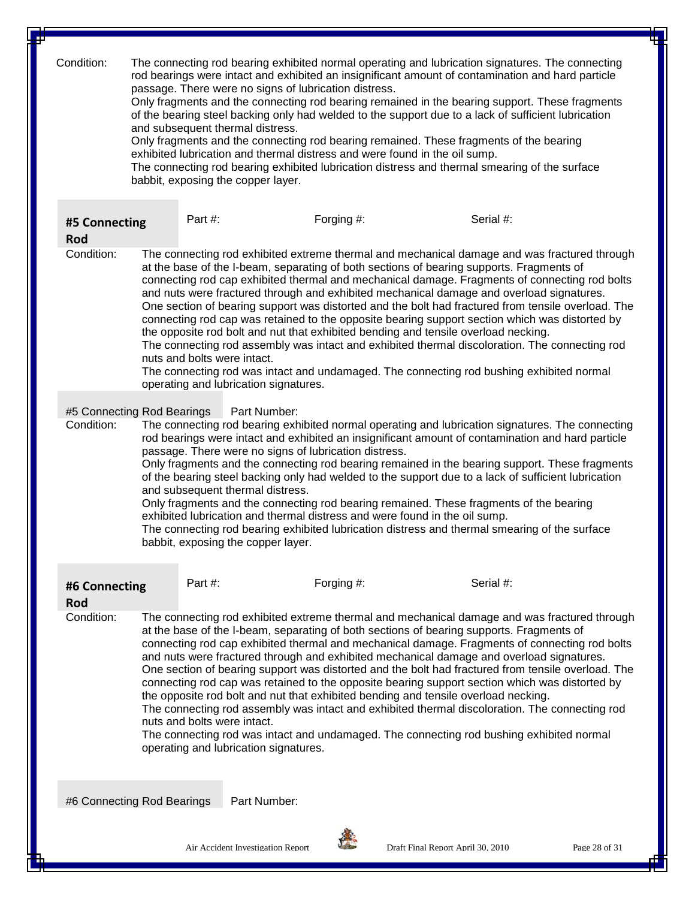Condition: The connecting rod bearing exhibited normal operating and lubrication signatures. The connecting rod bearings were intact and exhibited an insignificant amount of contamination and hard particle passage. There were no signs of lubrication distress.
Only fragments and the connecting rod bearing remained in the bearing support. These fragments of the bearing steel backing only had welded to the support due to a lack of sufficient lubrication and subsequent thermal distress.
Only fragments and the connecting rod bearing remained. These fragments of the bearing exhibited lubrication and thermal distress and were found in the oil sump.
The connecting rod bearing exhibited lubrication distress and thermal smearing of the surface babbit, exposing the copper layer.

| **#5 Connecting Rod** | Part #: | Forging #: | Serial #: |
|---|---|---|---|

Condition: The connecting rod exhibited extreme thermal and mechanical damage and was fractured through at the base of the I-beam, separating of both sections of bearing supports. Fragments of connecting rod cap exhibited thermal and mechanical damage. Fragments of connecting rod bolts and nuts were fractured through and exhibited mechanical damage and overload signatures.
One section of bearing support was distorted and the bolt had fractured from tensile overload. The connecting rod cap was retained to the opposite bearing support section which was distorted by the opposite rod bolt and nut that exhibited bending and tensile overload necking.
The connecting rod assembly was intact and exhibited thermal discoloration. The connecting rod nuts and bolts were intact.
The connecting rod was intact and undamaged. The connecting rod bushing exhibited normal operating and lubrication signatures.

| #5 Connecting Rod Bearings | Part Number: |
|---|---|

Condition: The connecting rod bearing exhibited normal operating and lubrication signatures. The connecting rod bearings were intact and exhibited an insignificant amount of contamination and hard particle passage. There were no signs of lubrication distress.
Only fragments and the connecting rod bearing remained in the bearing support. These fragments of the bearing steel backing only had welded to the support due to a lack of sufficient lubrication and subsequent thermal distress.
Only fragments and the connecting rod bearing remained. These fragments of the bearing exhibited lubrication and thermal distress and were found in the oil sump.
The connecting rod bearing exhibited lubrication distress and thermal smearing of the surface babbit, exposing the copper layer.

| **#6 Connecting Rod** | Part #: | Forging #: | Serial #: |
|---|---|---|---|

Condition: The connecting rod exhibited extreme thermal and mechanical damage and was fractured through at the base of the I-beam, separating of both sections of bearing supports. Fragments of connecting rod cap exhibited thermal and mechanical damage. Fragments of connecting rod bolts and nuts were fractured through and exhibited mechanical damage and overload signatures.
One section of bearing support was distorted and the bolt had fractured from tensile overload. The connecting rod cap was retained to the opposite bearing support section which was distorted by the opposite rod bolt and nut that exhibited bending and tensile overload necking.
The connecting rod assembly was intact and exhibited thermal discoloration. The connecting rod nuts and bolts were intact.
The connecting rod was intact and undamaged. The connecting rod bushing exhibited normal operating and lubrication signatures.

| #6 Connecting Rod Bearings | Part Number: |
|---|---|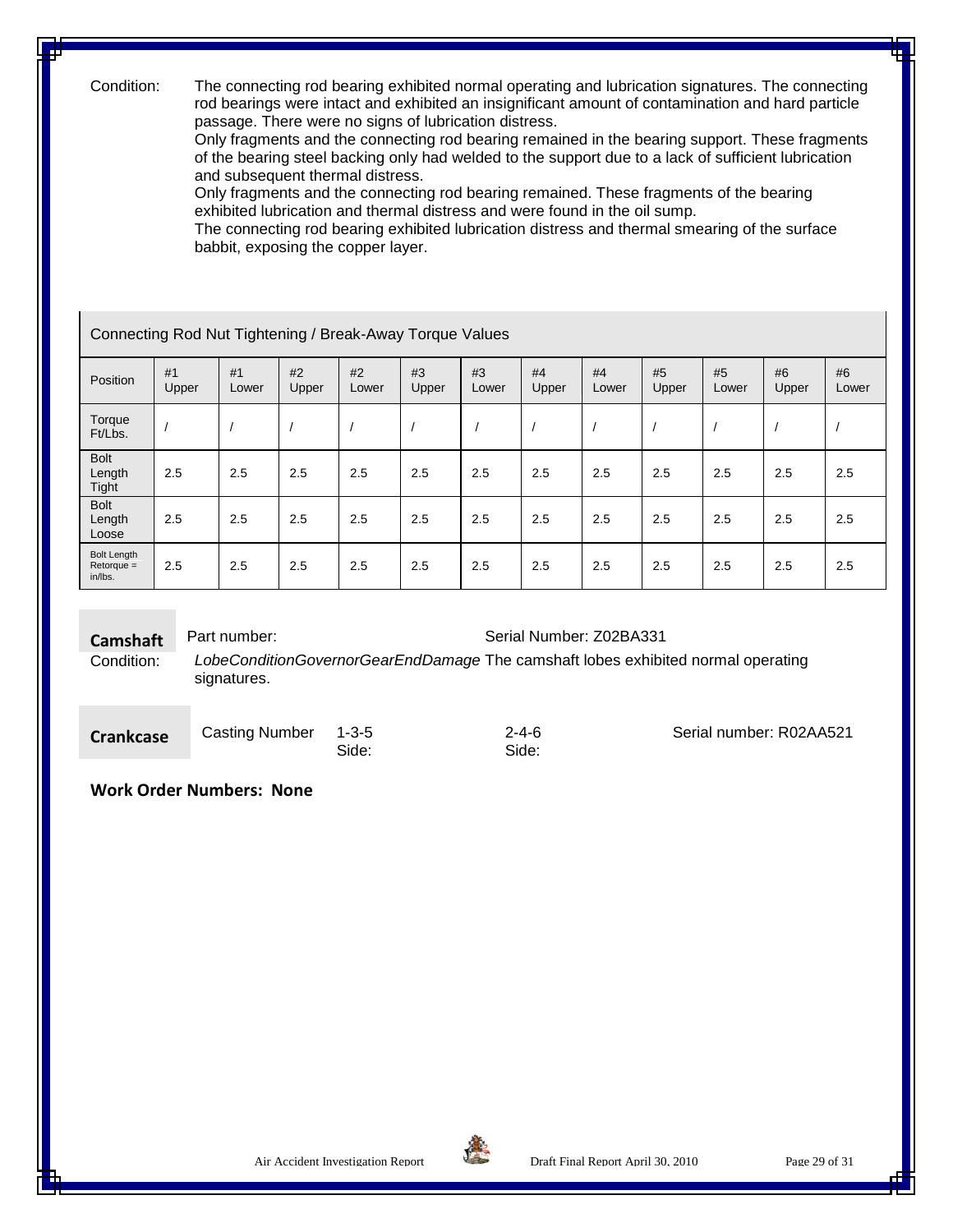Condition: The connecting rod bearing exhibited normal operating and lubrication signatures. The connecting rod bearings were intact and exhibited an insignificant amount of contamination and hard particle passage. There were no signs of lubrication distress.
Only fragments and the connecting rod bearing remained in the bearing support. These fragments of the bearing steel backing only had welded to the support due to a lack of sufficient lubrication and subsequent thermal distress.
Only fragments and the connecting rod bearing remained. These fragments of the bearing exhibited lubrication and thermal distress and were found in the oil sump.
The connecting rod bearing exhibited lubrication distress and thermal smearing of the surface babbit, exposing the copper layer.

| Connecting Rod Nut Tightening / Break-Away Torque Values | | | | | | | | | | | | |
|---|---|---|---|---|---|---|---|---|---|---|---|---|
| Position | #1 Upper | #1 Lower | #2 Upper | #2 Lower | #3 Upper | #3 Lower | #4 Upper | #4 Lower | #5 Upper | #5 Lower | #6 Upper | #6 Lower |
| Torque Ft/Lbs. | / | / | / | / | / | / | / | / | / | / | / | / |
| Bolt Length Tight | 2.5 | 2.5 | 2.5 | 2.5 | 2.5 | 2.5 | 2.5 | 2.5 | 2.5 | 2.5 | 2.5 | 2.5 |
| Bolt Length Loose | 2.5 | 2.5 | 2.5 | 2.5 | 2.5 | 2.5 | 2.5 | 2.5 | 2.5 | 2.5 | 2.5 | 2.5 |
| Bolt Length Retorque = in/lbs. | 2.5 | 2.5 | 2.5 | 2.5 | 2.5 | 2.5 | 2.5 | 2.5 | 2.5 | 2.5 | 2.5 | 2.5 |

**Camshaft** Part number: Serial Number: Z02BA331

Condition: *LobeConditionGovernorGearEndDamage* The camshaft lobes exhibited normal operating signatures.

**Crankcase** Casting Number 1-3-5 Side: 2-4-6 Side: Serial number: R02AA521

**Work Order Numbers: None**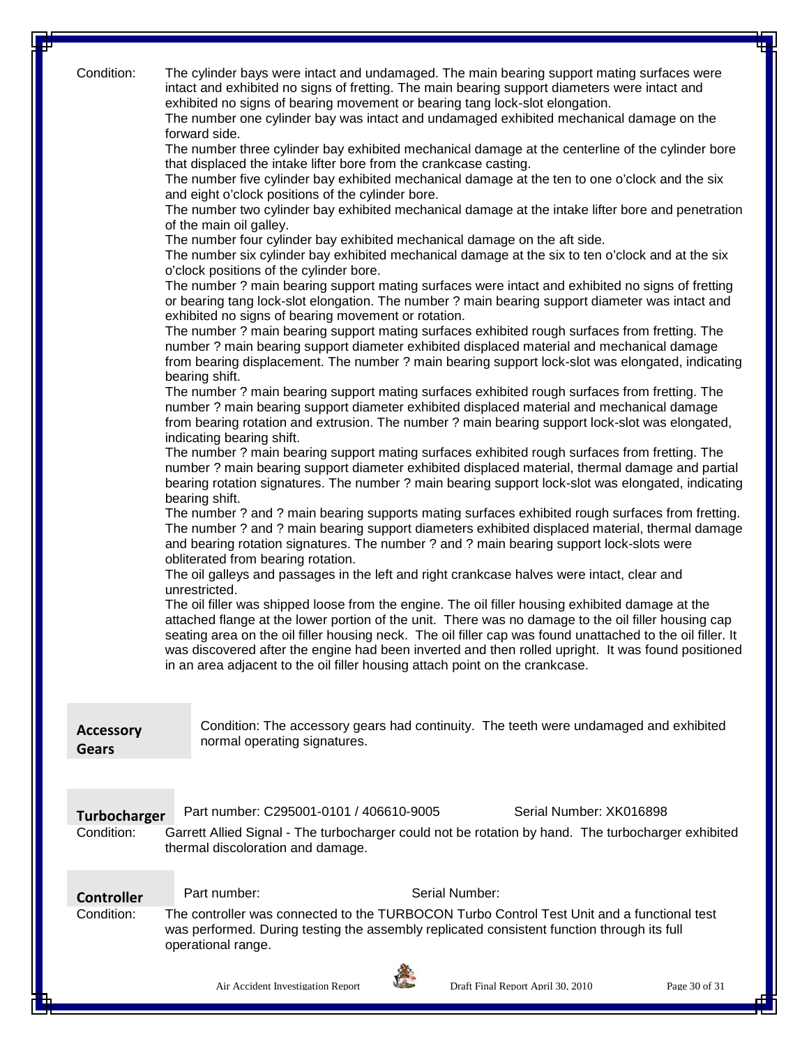Condition: The cylinder bays were intact and undamaged. The main bearing support mating surfaces were intact and exhibited no signs of fretting. The main bearing support diameters were intact and exhibited no signs of bearing movement or bearing tang lock-slot elongation.
The number one cylinder bay was intact and undamaged exhibited mechanical damage on the forward side.
The number three cylinder bay exhibited mechanical damage at the centerline of the cylinder bore that displaced the intake lifter bore from the crankcase casting.
The number five cylinder bay exhibited mechanical damage at the ten to one o'clock and the six and eight o'clock positions of the cylinder bore.
The number two cylinder bay exhibited mechanical damage at the intake lifter bore and penetration of the main oil galley.
The number four cylinder bay exhibited mechanical damage on the aft side.
The number six cylinder bay exhibited mechanical damage at the six to ten o'clock and at the six o'clock positions of the cylinder bore.
The number ? main bearing support mating surfaces were intact and exhibited no signs of fretting or bearing tang lock-slot elongation. The number ? main bearing support diameter was intact and exhibited no signs of bearing movement or rotation.
The number ? main bearing support mating surfaces exhibited rough surfaces from fretting. The number ? main bearing support diameter exhibited displaced material and mechanical damage from bearing displacement. The number ? main bearing support lock-slot was elongated, indicating bearing shift.
The number ? main bearing support mating surfaces exhibited rough surfaces from fretting. The number ? main bearing support diameter exhibited displaced material and mechanical damage from bearing rotation and extrusion. The number ? main bearing support lock-slot was elongated, indicating bearing shift.
The number ? main bearing support mating surfaces exhibited rough surfaces from fretting. The number ? main bearing support diameter exhibited displaced material, thermal damage and partial bearing rotation signatures. The number ? main bearing support lock-slot was elongated, indicating bearing shift.
The number ? and ? main bearing supports mating surfaces exhibited rough surfaces from fretting. The number ? and ? main bearing support diameters exhibited displaced material, thermal damage and bearing rotation signatures. The number ? and ? main bearing support lock-slots were obliterated from bearing rotation.
The oil galleys and passages in the left and right crankcase halves were intact, clear and unrestricted.
The oil filler was shipped loose from the engine. The oil filler housing exhibited damage at the attached flange at the lower portion of the unit. There was no damage to the oil filler housing cap seating area on the oil filler housing neck. The oil filler cap was found unattached to the oil filler. It was discovered after the engine had been inverted and then rolled upright. It was found positioned in an area adjacent to the oil filler housing attach point on the crankcase.

**Accessory Gears**

Condition: The accessory gears had continuity. The teeth were undamaged and exhibited normal operating signatures.

**Turbocharger** Part number: C295001-0101 / 406610-9005 Serial Number: XK016898

Condition: Garrett Allied Signal - The turbocharger could not be rotation by hand. The turbocharger exhibited thermal discoloration and damage.

**Controller** Part number: Serial Number:

Condition: The controller was connected to the TURBOCON Turbo Control Test Unit and a functional test was performed. During testing the assembly replicated consistent function through its full operational range.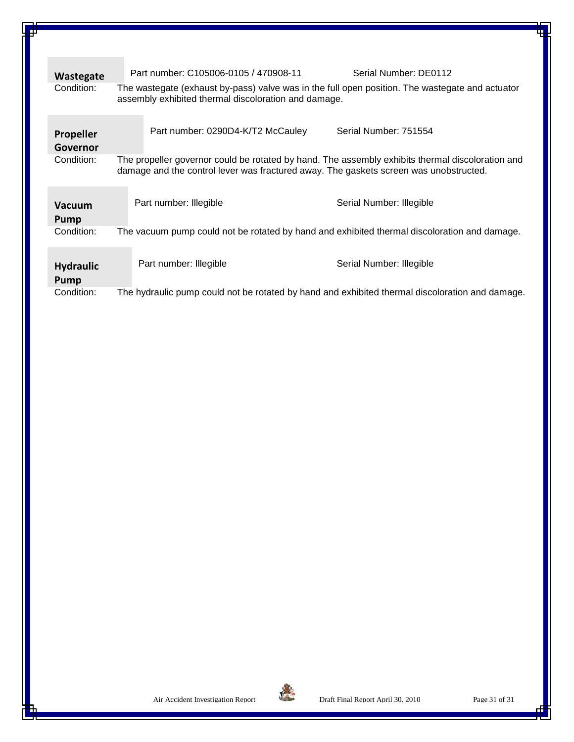**Wastegate** Part number: C105006-0105 / 470908-11 Serial Number: DE0112

Condition: The wastegate (exhaust by-pass) valve was in the full open position. The wastegate and actuator assembly exhibited thermal discoloration and damage.

**Propeller Governor** Part number: 0290D4-K/T2 McCauley Serial Number: 751554

Condition: The propeller governor could be rotated by hand. The assembly exhibits thermal discoloration and damage and the control lever was fractured away. The gaskets screen was unobstructed.

**Vacuum Pump** Part number: Illegible Serial Number: Illegible

Condition: The vacuum pump could not be rotated by hand and exhibited thermal discoloration and damage.

**Hydraulic Pump** Part number: Illegible Serial Number: Illegible

Condition: The hydraulic pump could not be rotated by hand and exhibited thermal discoloration and damage.